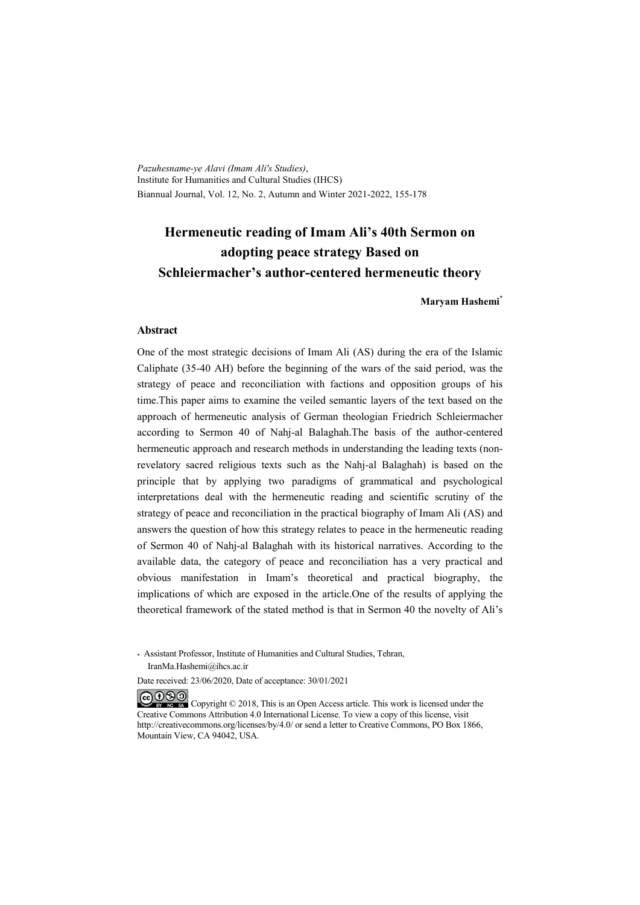*Pazuhesname-ye Alavi (Imam Ali's Studies)*,
Institute for Humanities and Cultural Studies (IHCS)
Biannual Journal, Vol. 12, No. 2, Autumn and Winter 2021-2022, 155-178

# Hermeneutic reading of Imam Ali's 40th Sermon on adopting peace strategy Based on Schleiermacher's author-centered hermeneutic theory

**Maryam Hashemi***

## Abstract

One of the most strategic decisions of Imam Ali (AS) during the era of the Islamic Caliphate (35-40 AH) before the beginning of the wars of the said period, was the strategy of peace and reconciliation with factions and opposition groups of his time.This paper aims to examine the veiled semantic layers of the text based on the approach of hermeneutic analysis of German theologian Friedrich Schleiermacher according to Sermon 40 of Nahj-al Balaghah.The basis of the author-centered hermeneutic approach and research methods in understanding the leading texts (non-revelatory sacred religious texts such as the Nahj-al Balaghah) is based on the principle that by applying two paradigms of grammatical and psychological interpretations deal with the hermeneutic reading and scientific scrutiny of the strategy of peace and reconciliation in the practical biography of Imam Ali (AS) and answers the question of how this strategy relates to peace in the hermeneutic reading of Sermon 40 of Nahj-al Balaghah with its historical narratives. According to the available data, the category of peace and reconciliation has a very practical and obvious manifestation in Imam's theoretical and practical biography, the implications of which are exposed in the article.One of the results of applying the theoretical framework of the stated method is that in Sermon 40 the novelty of Ali's

* Assistant Professor, Institute of Humanities and Cultural Studies, Tehran, IranMa.Hashemi@ihcs.ac.ir

Date received: 23/06/2020, Date of acceptance: 30/01/2021

Copyright © 2018, This is an Open Access article. This work is licensed under the Creative Commons Attribution 4.0 International License. To view a copy of this license, visit http://creativecommons.org/licenses/by/4.0/ or send a letter to Creative Commons, PO Box 1866, Mountain View, CA 94042, USA.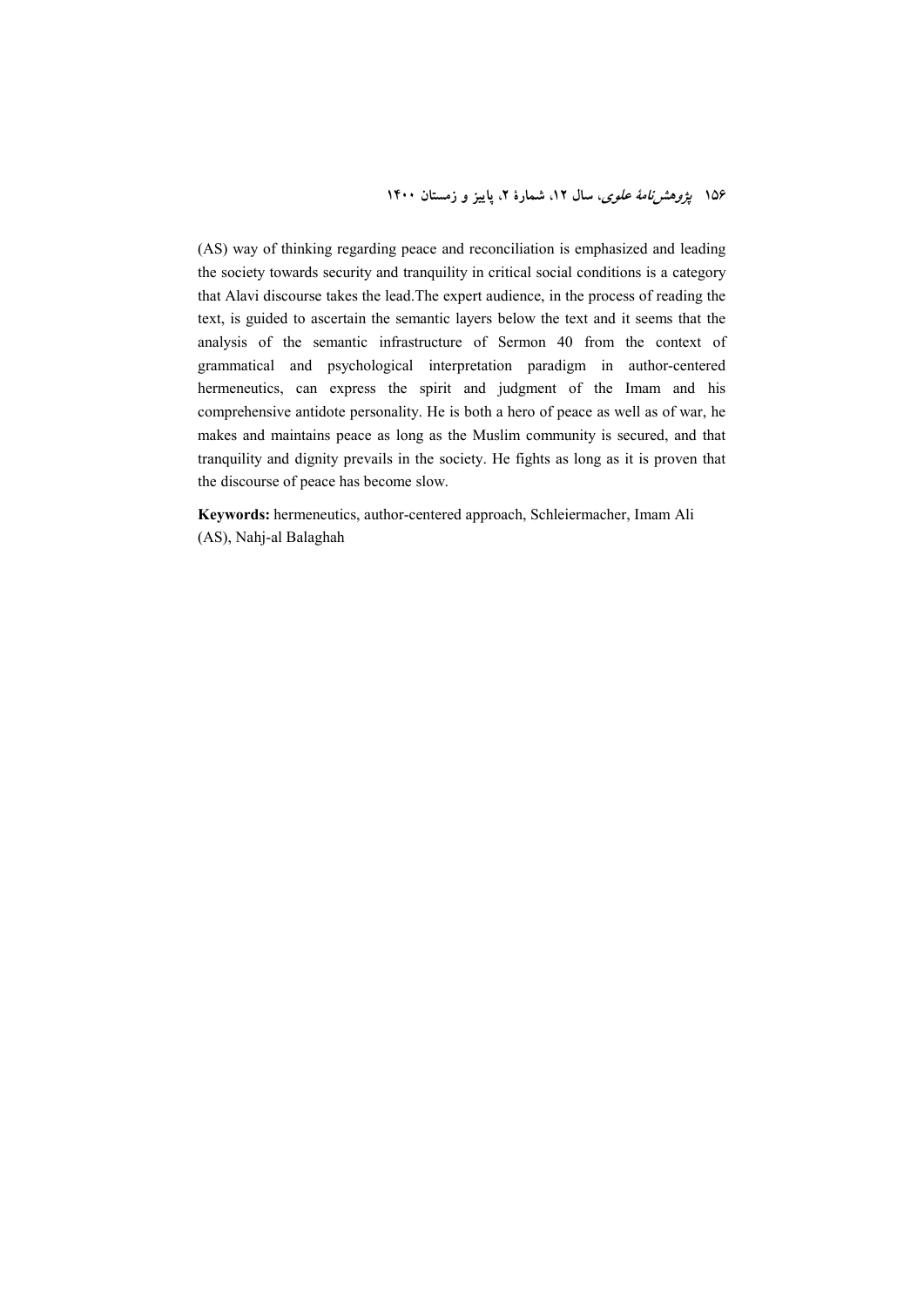(AS) way of thinking regarding peace and reconciliation is emphasized and leading the society towards security and tranquility in critical social conditions is a category that Alavi discourse takes the lead.The expert audience, in the process of reading the text, is guided to ascertain the semantic layers below the text and it seems that the analysis of the semantic infrastructure of Sermon 40 from the context of grammatical and psychological interpretation paradigm in author-centered hermeneutics, can express the spirit and judgment of the Imam and his comprehensive antidote personality. He is both a hero of peace as well as of war, he makes and maintains peace as long as the Muslim community is secured, and that tranquility and dignity prevails in the society. He fights as long as it is proven that the discourse of peace has become slow.

**Keywords:** hermeneutics, author-centered approach, Schleiermacher, Imam Ali (AS), Nahj-al Balaghah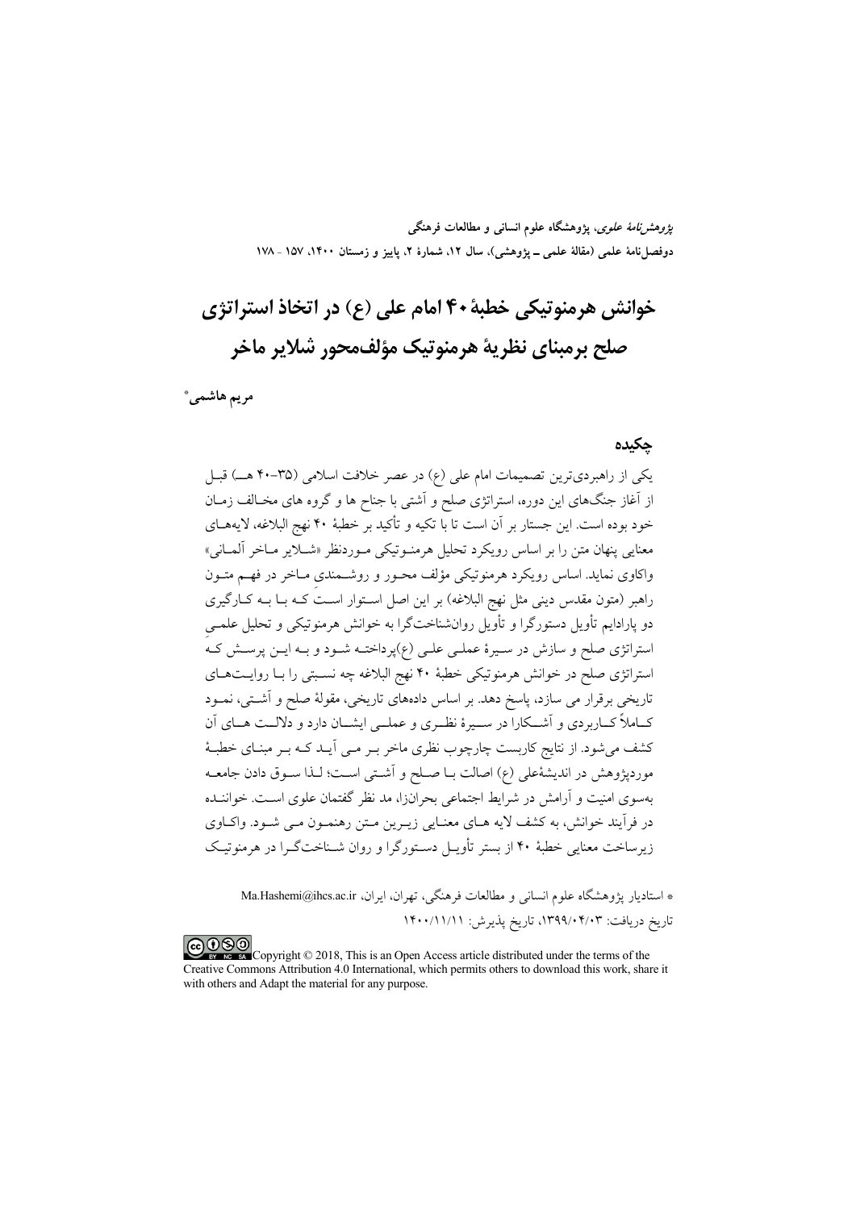# خوانش هرمنوتیکی خطبهٔ ۴۰ امام علی (ع) در اتخاذ استراتژی صلح برمبنای نظریهٔ هرمنوتیک مؤلف‌محور شلایر ماخر

**مریم هاشمی***

## چکیده

یکی از راهبردی‌ترین تصمیمات امام علی (ع) در عصر خلافت اسلامی (۳۵-۴۰ هـ) قبل از آغاز جنگ‌های این دوره، استراتژی صلح و آشتی با جناح ها و گروه های مخالف زمان خود بوده است. این جستار بر آن است تا با تکیه و تأکید بر خطبهٔ ۴۰ نهج البلاغه، لایه‌های معنایی پنهان متن را بر اساس رویکرد تحلیل هرمنوتیکی موردنظر «شلایر ماخر آلمانی» واکاوی نماید. اساس رویکرد هرمنوتیکی مؤلف محور و روشمندی ماخر در فهم متون راهبر (متون مقدس دینی مثل نهج البلاغه) بر این اصل استوار است که با به کارگیری دو پارادایم تأویل دستورگرا و تأویل روانشناخت‌گرا به خوانش هرمنوتیکی و تحلیل علمیِ استراتژی صلح و سازش در سیرهٔ عملی علی (ع)پرداخته شود و به این پرسش که استراتژی صلح در خوانش هرمنوتیکی خطبهٔ ۴۰ نهج البلاغه چه نسبتی را با روایت‌های تاریخی برقرار می سازد، پاسخ دهد. بر اساس داده‌های تاریخی، مقولهٔ صلح و آشتی، نمود کاملاً کاربردی و آشکارا در سیرهٔ نظری و عملی ایشان دارد و دلالت های آن کشف می‌شود. از نتایج کاربست چارچوب نظری ماخر بر می آید که بر مبنای خطبهٔ موردپژوهش در اندیشهٔعلی (ع) اصالت با صلح و آشتی است؛ لذا سوق دادن جامعه به‌سوی امنیت و آرامش در شرایط اجتماعی بحرانزا، مد نظر گفتمان علوی است. خواننده در فرآیند خوانش، به کشف لایه های معنایی زیرین متن رهنمون می شود. واکاوی زیرساخت معنایی خطبهٔ ۴۰ از بستر تأویل دستورگرا و روان شناخت‌گرا در هرمنوتیک

* استادیار پژوهشگاه علوم انسانی و مطالعات فرهنگی، تهران، ایران، Ma.Hashemi@ihcs.ac.ir

تاریخ دریافت: ۱۳۹۹/۰۴/۰۳، تاریخ پذیرش: ۱۴۰۰/۱۱/۱۱

Copyright © 2018, This is an Open Access article distributed under the terms of the Creative Commons Attribution 4.0 International, which permits others to download this work, share it with others and Adapt the material for any purpose.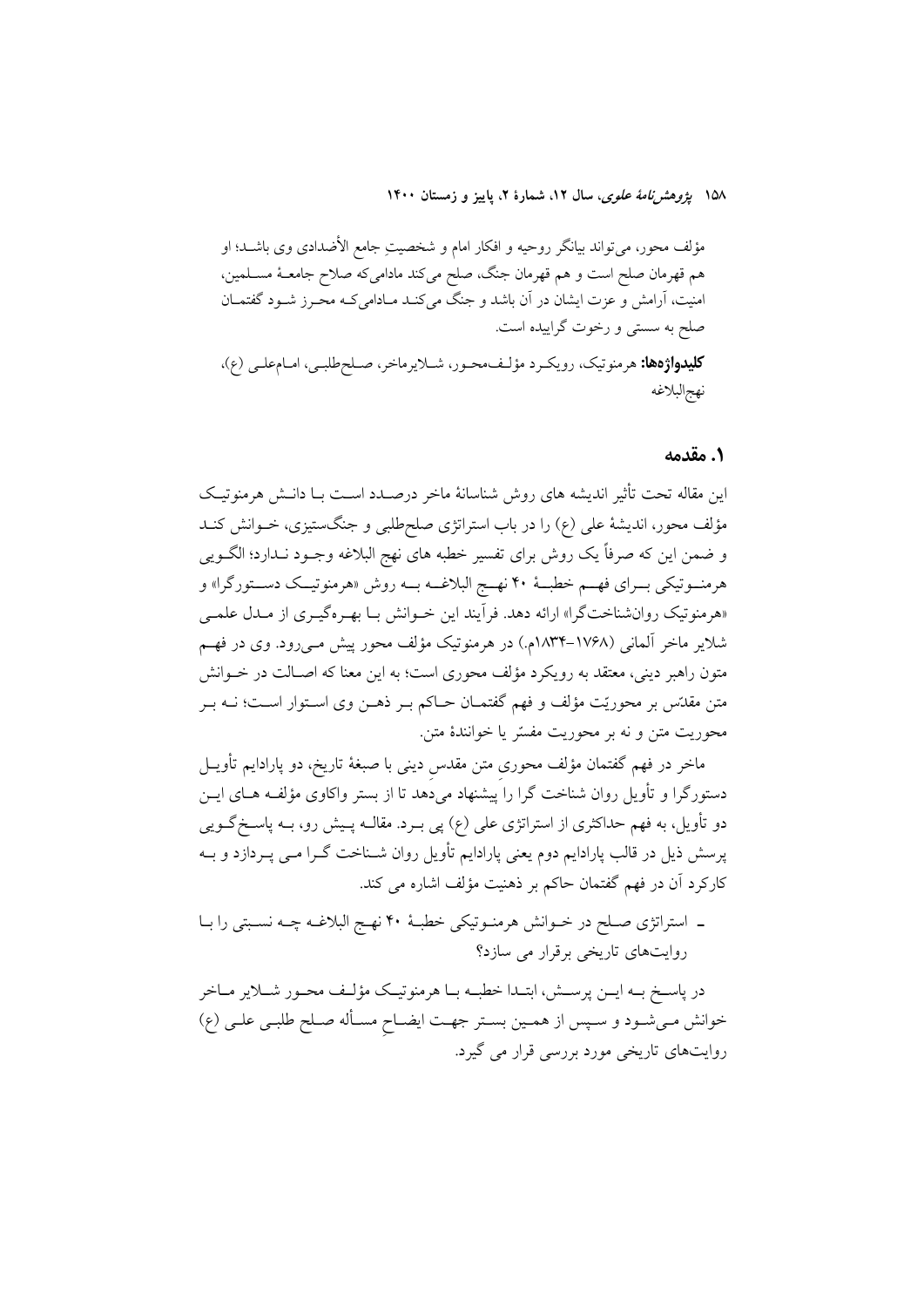مؤلف محور، می‌تواند بیانگر روحیه و افکار امام و شخصیتِ جامع الأضدادی وی باشد؛ او هم قهرمان صلح است و هم قهرمان جنگ، صلح می‌کند مادامی‌که صلاح جامعهٔ مسلمین، امنیت، آرامش و عزت ایشان در آن باشد و جنگ می‌کند مادامی‌که محرز شود گفتمان صلح به سستی و رخوت گراییده است.

**کلیدواژه‌ها:** هرمنوتیک، رویکرد مؤلف‌محور، شلایرماخر، صلح‌طلبی، امام‌علی (ع)، نهج‌البلاغه

## ۱. مقدمه

این مقاله تحت تأثیر اندیشه های روش شناسانهٔ ماخر درصدد است با دانش هرمنوتیک مؤلف محور، اندیشهٔ علی (ع) را در باب استراتژی صلح‌طلبی و جنگ‌ستیزی، خوانش کند و ضمن این که صرفاً یک روش برای تفسیر خطبه های نهج البلاغه وجود ندارد؛ الگویی هرمنوتیکی برای فهم خطبهٔ ۴۰ نهج البلاغه به روش «هرمنوتیک دستورگرا» و «هرمنوتیک روان‌شناخت‌گرا» ارائه دهد. فرآیند این خوانش با بهره‌گیری از مدل علمی شلایر ماخر آلمانی (۱۷۶۸-۱۸۳۴م.) در هرمنوتیک مؤلف محور پیش می‌رود. وی در فهم متون راهبر دینی، معتقد به رویکرد مؤلف محوری است؛ به این معنا که اصالت در خوانش متن مقدّس بر محوریّت مؤلف و فهم گفتمان حاکم بر ذهن وی استوار است؛ نه بر محوریت متن و نه بر محوریت مفسّر یا خوانندهٔ متن.

ماخر در فهم گفتمان مؤلف محوریِ متن مقدس دینی با صبغهٔ تاریخ، دو پارادایم تأویل دستورگرا و تأویل روان شناخت گرا را پیشنهاد می‌دهد تا از بستر واکاوی مؤلفه های این دو تأویل، به فهم حداکثری از استراتژی علی (ع) پی برد. مقاله پیش رو، به پاسخ‌گویی پرسش ذیل در قالب پارادایم دوم یعنی پارادایم تأویل روان شناخت گرا می پردازد و به کارکرد آن در فهم گفتمان حاکم بر ذهنیت مؤلف اشاره می کند.

- استراتژی صلح در خوانش هرمنوتیکی خطبهٔ ۴۰ نهج البلاغه چه نسبتی را با روایت‌های تاریخی برقرار می سازد؟

در پاسخ به این پرسش، ابتدا خطبه با هرمنوتیک مؤلف محور شلایر ماخر خوانش می‌شود و سپس از همین بستر جهت ایضاحِ مسأله صلح طلبی علی (ع) روایت‌های تاریخی مورد بررسی قرار می گیرد.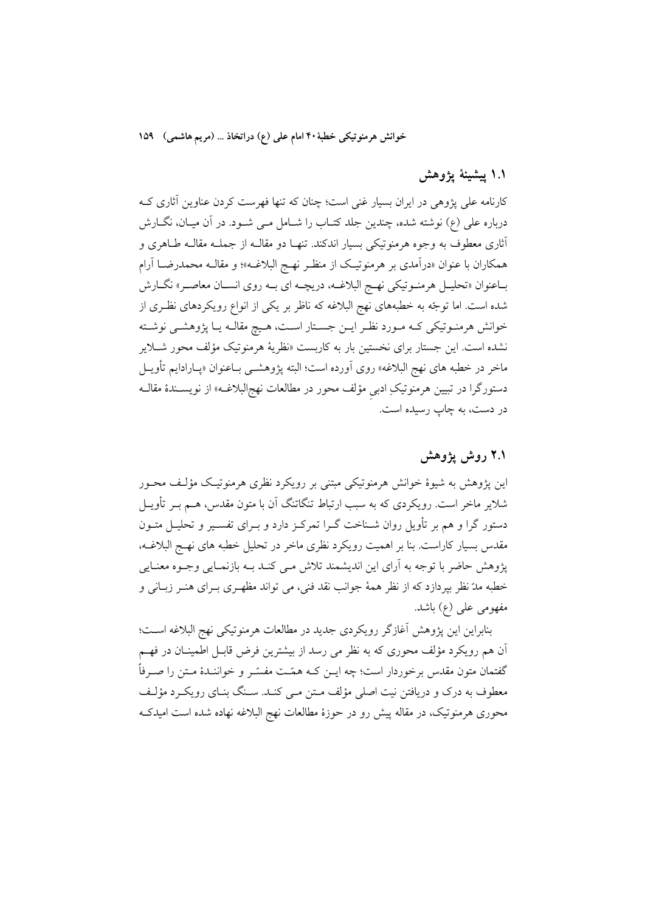## ۱.۱ پیشینهٔ پژوهش

کارنامه علی پژوهی در ایران بسیار غنی است؛ چنان که تنها فهرست کردن عناوین آثاری کـه دربارهٔ علی (ع) نوشته شده، چندین جلد کتـاب را شـامل مـی شـود. در آن میـان، نگـارش آثاری معطوف به وجوه هرمنوتیکی بسیار اندکند. تنهـا دو مقالـه از جملـه مقالـه طـاهری و همکاران با عنوان «درآمدی بر هرمنوتیـک از منظـر نهـج البلاغـه»؛ و مقالـه محمدرضـا آرام بـاعنوان «تحلیـل هرمنـوتیکی نهـج البلاغـه، دریچـه ای بـه روی انسـان معاصـر» نگـارش شده است. اما توجّه به خطبه‌های نهج البلاغه که ناظر بر یکی از انواع رویکردهای نظـری از خوانش هرمنـوتیکی کـه مـورد نظـر ایـن جسـتار اسـت، هـیچ مقالـه یـا پژوهشـی نوشـته نشده است. این جستار برای نخستین بار به کاربست «نظریهٔ هرمنوتیک مؤلف محور شـلایر ماخر در خطبه های نهج البلاغه» روی آورده است؛ البته پژوهشـی بـاعنوان «پـارادایم تأویـل دستورگرا در تبیین هرمنوتیکِ ادبیِ مؤلف محور در مطالعات نهج‌البلاغـه» از نویسـندهٔ مقالـه در دست، به چاپ رسیده است.

## ۲.۱ روش پژوهش

این پژوهش به شیوهٔ خوانش هرمنوتیکی مبتنی بر رویکرد نظری هرمنوتیـک مؤلـف محـور شلایر ماخر است. رویکردی که به سبب ارتباط تنگاتنگ آن با متون مقدس، هـم بـر تأویـل دستور گرا و هم بر تأویل روان شـناخت گـرا تمرکـز دارد و بـرای تفسـیر و تحلیـل متـون مقدس بسیار کاراست. بنا بر اهمیت رویکرد نظری ماخر در تحلیل خطبه های نهـج البلاغـه، پژوهش حاضر با توجه به آرای این اندیشمند تلاش مـی کنـد بـه بازنمـایی وجـوه معنـایی خطبه مدّ نظر بپردازد که از نظر همهٔ جوانب نقد فنی، می تواند مظهـری بـرای هنـر زبـانی و مفهومی علی (ع) باشد.

بنابراین این پژوهش آغازگر رویکردی جدید در مطالعات هرمنوتیکی نهج البلاغه اسـت؛ آن هم رویکرد مؤلف محوری که به نظر می رسد از بیشترین فرض قابـل اطمینـان در فهـم گفتمان متون مقدس برخوردار است؛ چه ایـن کـه همّـت مفسّـر و خواننـدهٔ مـتن را صـرفاً معطوف به درک و دریافتن نیت اصلی مؤلف مـتن مـی کنـد. سـنگ بنـای رویکـرد مؤلـف محوری هرمنوتیک، در مقاله پیش رو در حوزهٔ مطالعات نهج البلاغه نهاده شده است امیدکـه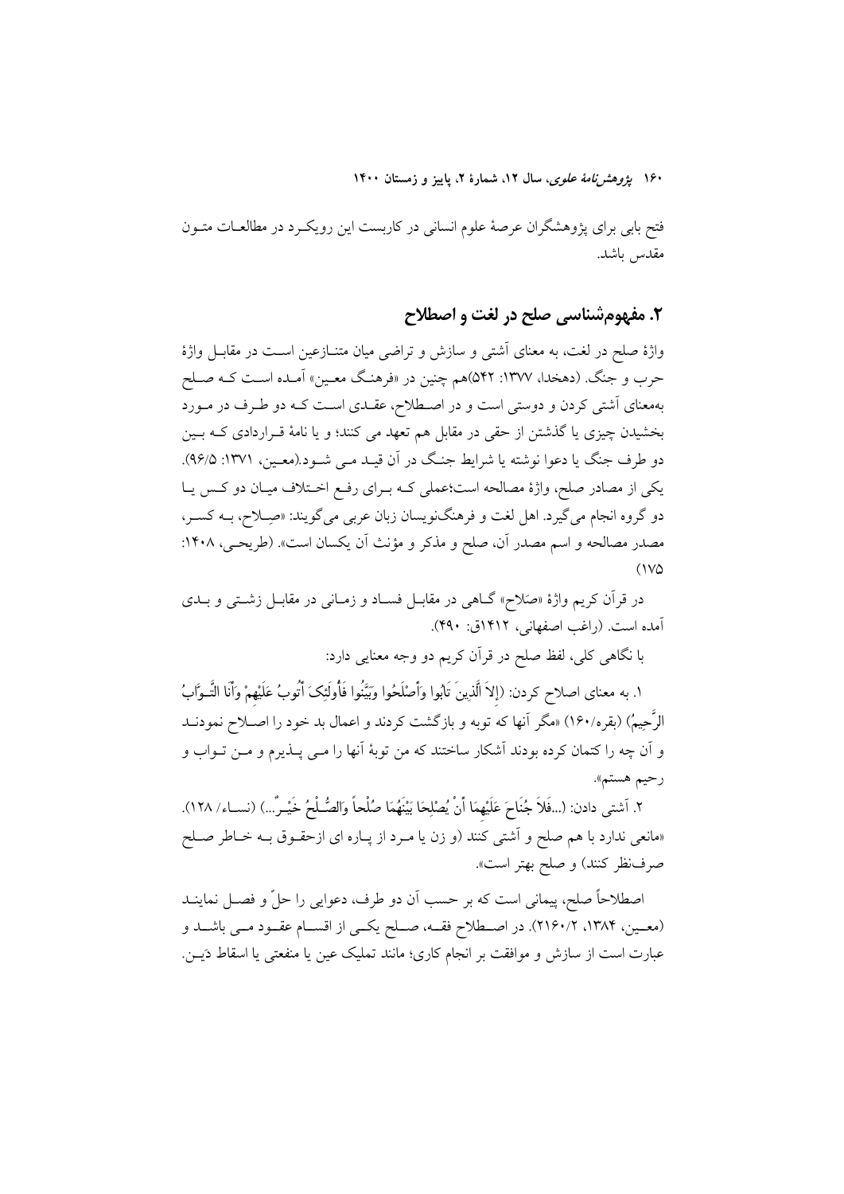فتح بابی برای پژوهشگران عرصهٔ علوم انسانی در کاربست این رویکـرد در مطالعـات متـون مقدس باشد.

## ۲. مفهوم‌شناسی صلح در لغت و اصطلاح

واژهٔ صلح در لغت، به معنای آشتی و سازش و تراضی میان متنـازعین اسـت در مقابـل واژهٔ حرب و جنگ. (دهخدا، ۱۳۷۷: ۵۴۲)هم چنین در «فرهنـگ معـین» آمـده اسـت کـه صـلح به‌معنای آشتی کردن و دوستی است و در اصـطلاح، عقـدی اسـت کـه دو طـرف در مـورد بخشیدن چیزی یا گذشتن از حقی در مقابل هم تعهد می کنند؛ و یا نامهٔ قـراردادی کـه بـین دو طرف جنگ یا دعوا نوشته یا شرایط جنـگ در آن قیـد مـی شـود.(معـین، ۱۳۷۱: ۹۶/۵). یکی از مصادر صلح، واژهٔ مصالحه است؛عملی کـه بـرای رفـع اخـتلاف میـان دو کـس یـا دو گروه انجام می‌گیرد. اهل لغت و فرهنگ‌نویسان زبان عربی می‌گویند: «صِـلاح، بـه کسـر، مصدر مصالحه و اسم مصدر آن، صلح و مذکر و مؤنث آن یکسان است». (طریحـی، ۱۴۰۸: ۱۷۵)

در قرآن کریم واژهٔ «صَلاح» گـاهی در مقابـل فسـاد و زمـانی در مقابـل زشـتی و بـدی آمده است. (راغب اصفهانی، ۱۴۱۲ق: ۴۹۰).

با نگاهی کلی، لفظ صلح در قرآن کریم دو وجه معنایی دارد:

۱. به معنای اصلاح کردن: (إِلاَّ الَّذِينَ تَابُوا وَأَصْلَحُوا وَبَيَّنُوا فَأُولَئِكَ أَتُوبُ عَلَيْهِمْ وَأَنَا التَّـوَّابُ الرَّحِيمُ) (بقره/۱۶۰) «مگر آنها که توبه و بازگشت کردند و اعمال بد خود را اصـلاح نمودنـد و آن چه را کتمان کرده بودند آشکار ساختند که من توبهٔ آنها را مـی پـذیرم و مـن تـواب و رحیم هستم».

۲. آشتی دادن: (...فَلاَ جُنَاحَ عَلَيْهِمَا أَنْ يُصْلِحَا بَيْنَهُمَا صُلْحاً وَالصُّـلْحُ خَيْـرٌ...) (نسـاء/ ۱۲۸). «مانعی ندارد با هم صلح و آشتی کنند (و زن یا مـرد از پـاره ای ازحقـوق بـه خـاطر صـلح صرف‌نظر کنند) و صلح بهتر است».

اصطلاحاً صلح، پیمانی است که بر حسب آن دو طرف، دعوایی را حلّ و فصـل نماینـد (معـین، ۱۳۸۴، ۲۱۶۰/۲). در اصـطلاح فقـه، صـلح یکـی از اقسـام عقـود مـی باشـد و عبارت است از سازش و موافقت بر انجام کاری؛ مانند تملیک عین یا منفعتی یا اسقاط دَیـن.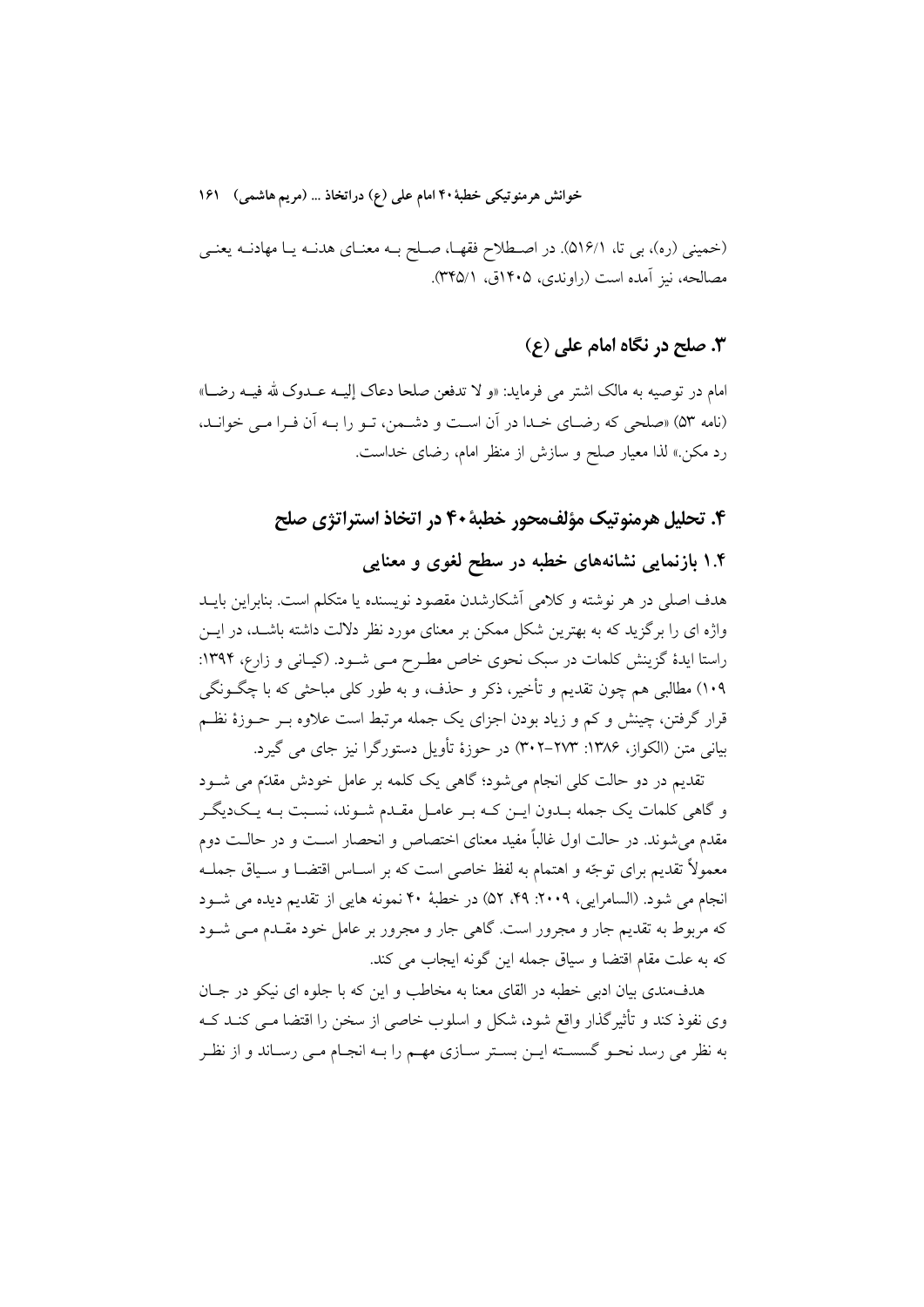(خمینی (ره)، بی تا، ۵۱۶/۱). در اصطلاح فقها، صلح به معنای هدنه یا مهادنه یعنی مصالحه، نیز آمده است (راوندی، ۱۴۰۵ق، ۳۴۵/۱).

## ۳. صلح در نگاه امام علی (ع)

امام در توصیه به مالک اشتر می فرماید: «و لا تدفعن صلحا دعاک إلیه عدوک لله فیه رضا» (نامه ۵۳) «صلحی که رضای خدا در آن است و دشمن، تو را به آن فرا می خواند، رد مکن.» لذا معیار صلح و سازش از منظر امام، رضای خداست.

## ۴. تحلیل هرمنوتیک مؤلف‌محور خطبۀ ۴۰ در اتخاذ استراتژی صلح

### ۱.۴ بازنمایی نشانه‌های خطبه در سطح لغوی و معنایی

هدف اصلی در هر نوشته و کلامی آشکارشدن مقصود نویسنده یا متکلم است. بنابراین باید واژه ای را برگزید که به بهترین شکل ممکن بر معنای مورد نظر دلالت داشته باشد، در این راستا ایدۀ گزینش کلمات در سبک نحوی خاص مطرح می شود. (کیانی و زارع، ۱۳۹۴: ۱۰۹) مطالبی هم چون تقدیم و تأخیر، ذکر و حذف، و به طور کلی مباحثی که با چگونگی قرار گرفتن، چینش و کم و زیاد بودن اجزای یک جمله مرتبط است علاوه بر حوزۀ نظم بیانی متن (الکواز، ۱۳۸۶: ۲۷۳-۳۰۲) در حوزۀ تأویل دستورگرا نیز جای می گیرد.

تقدیم در دو حالت کلی انجام می‌شود؛ گاهی یک کلمه بر عامل خودش مقدّم می شود و گاهی کلمات یک جمله بدون این که بر عامل مقدم شوند، نسبت به یک‌دیگر مقدم می‌شوند. در حالت اول غالباً مفید معنای اختصاص و انحصار است و در حالت دوم معمولاً تقدیم برای توجّه و اهتمام به لفظ خاصی است که بر اساس اقتضا و سیاق جمله انجام می شود. (السامرایی، ۲۰۰۹: ۴۹، ۵۲) در خطبۀ ۴۰ نمونه هایی از تقدیم دیده می شود که مربوط به تقدیم جار و مجرور است. گاهی جار و مجرور بر عامل خود مقدم می شود که به علت مقام اقتضا و سیاق جمله این گونه ایجاب می کند.

هدف‌مندی بیان ادبی خطبه در القای معنا به مخاطب و این که با جلوه ای نیکو در جان وی نفوذ کند و تأثیرگذار واقع شود، شکل و اسلوب خاصی از سخن را اقتضا می کند که به نظر می رسد نحو گسسته این بستر سازی مهم را به انجام می رساند و از نظر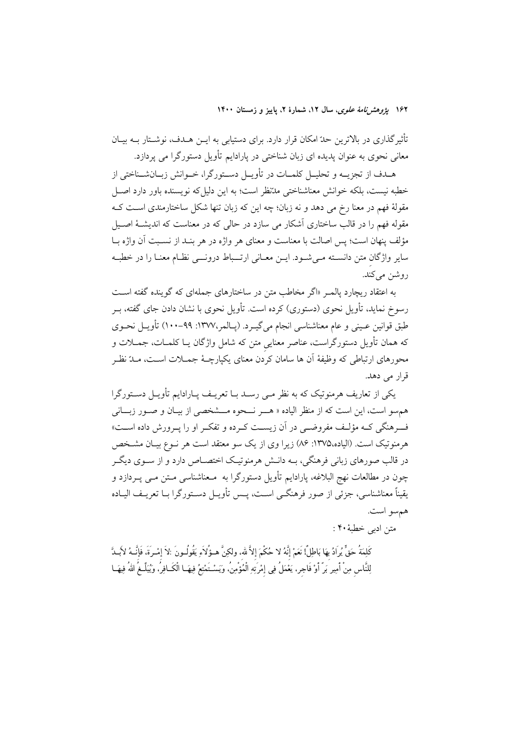تأثیرگذاری در بالاترین حدّ امکان قرار دارد. برای دستیابی به ایـن هـدف، نوشـتار بـه بیـان معانی نحوی به عنوان پدیده ای زبان شناختی در پارادایم تأویل دستورگرا می پردازد.

هـدف از تجزیـه و تحلیـل کلمـات در تأویـل دسـتورگرا، خـوانش زبـان‌شـناختی از خطبه نیست، بلکه خوانش معناشناختی مدّنظر است؛ به این دلیل‌که نویسنده باور دارد اصـل مقولهٔ فهم در معنا رخ می دهد و نه زبان؛ چه این که زبان تنها شکل ساختارمندی اسـت کـه مقوله فهم را در قالب ساختاری آشکار می سازد در حالی که در معناست که اندیشـهٔ اصـیل مؤلف پنهان است؛ پس اصالت با معناست و معنای هر واژه در هر بنـد از نسـبت آن واژه بـا سایر واژگانِ متن دانسـته مـی‌شـود. ایـن معـانی ارتـباط درونـی نظـام معنـا را در خطبـه روشن می‌کند.

به اعتقاد ریچارد پالمـر «اگر مخاطب متن در ساختارهای جمله‌ای که گوینده گفته اسـت رسوخ نماید، تأویل نحوی (دستوری) کرده است. تأویل نحوی با نشان دادن جای گفته، بـر طبق قوانین عـینی و عام معناشناسی انجام می‌گیـرد. (پـالمر،۱۳۷۷: ۹۹-۱۰۰) تأویـل نحـوی که همان تأویل دستورگراست، عناصر معناییِ متن که شامل واژگان یـا کلمـات، جمـلات و محورهای ارتباطی که وظیفهٔ آن ها سامان کردن معنای یکپارچـهٔ جمـلات اسـت، مـدّ نظـر قرار می دهد.

یکی از تعاریف هرمنوتیک که به نظر مـی رسـد بـا تعریـف پـارادایم تأویـل دسـتورگرا هم‌سو است، این است که از منظر الیاده « هـر نـحوه مـشخصی از بیـان و صـور زبـانی فـرهنگی کـه مؤلـف مفروضـی در آن زیسـت کـرده و تفکـر او را پـرورش داده اسـت» هرمنوتیک است. (الیاده،۱۳۷۵: ۸۶) زیرا وی از یک سو معتقد است هر نـوع بیـان مشـخص در قالب صورهای زبانی فرهنگی، بـه دانـش هرمنوتیـک اختصـاص دارد و از سـوی دیگـر چون در مطالعات نهج البلاغه، پارادایم تأویل دستورگرا به مـعناشناسی مـتن مـی پـردازد و یقیناً معناشناسی، جزئی از صور فرهنگـی اسـت، پـس تأویـل دسـتورگرا بـا تعریـف الیـاده هم‌سو است.

متن ادبی خطبهٔ ۴۰ :

كَلِمَةُ حَقٍّ يُرَادُ بِهَا بَاطِلٌ! نَعَمْ إِنَّهُ لا حُكْمَ إِلاَّ للهِ، ولكِنَّ هـؤُلاَءِ يَقُولُـونَ :لاَ إِمْـرَةَ، فَإِنَّـهُ لاَبُـدَّ لِلنَّاسِ مِنْ أَمِيرٍ بَرٍّ أَوْ فَاجِرٍ، يَعْمَلُ فِي إِمْرَتِهِ الْمُؤْمِنُ، وَيَسْـتَمْتِعُ فِيهَـا الْكَـافِرُ، وَيُبَلِّـغُ اللهُ فِيهَـا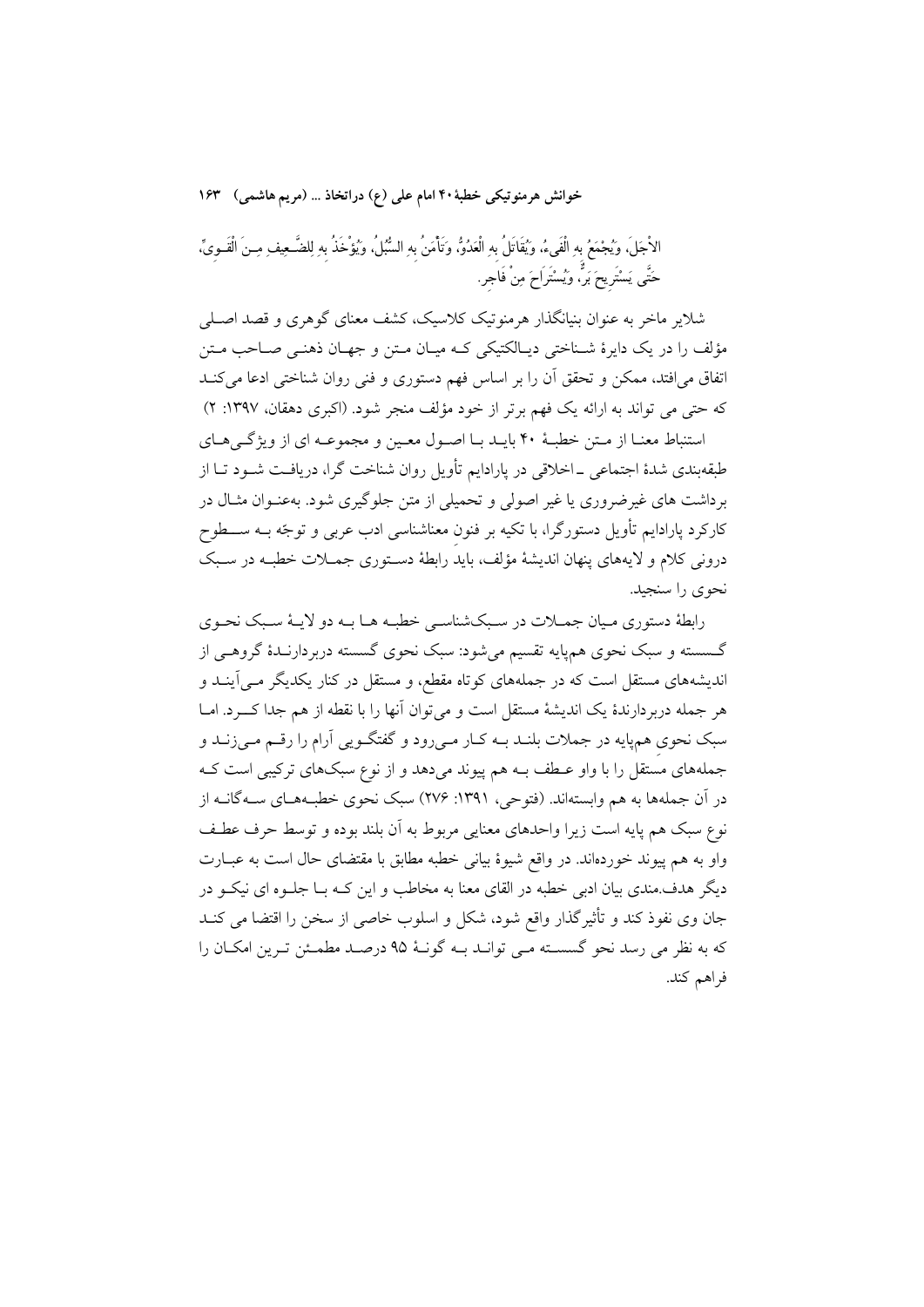الْاجَلَ، وَیُجْمَعُ بِهِ الْفَیءُ، وَیُقَاتَلُ بِهِ الْعَدُوُّ، وَتَأْمَنُ بِهِ السُّبُلُ، وَیُؤْخَذُ بِهِ لِلضَّعِیفِ مِنَ الْقَوِیِّ، حَتَّى یَسْتَرِیحَ بَرٌّ، وَیُسْتَرَاحَ مِنْ فَاجِر.

شلایر ماخر به عنوان بنیانگذار هرمنوتیک کلاسیک، کشف معنای گوهری و قصد اصلی مؤلف را در یک دایرهٔ شناختی دیالکتیکی که میان متن و جهان ذهنی صاحب متن اتفاق می‌افتد، ممکن و تحقق آن را بر اساس فهم دستوری و فنی روان شناختی ادعا می‌کند که حتی می تواند به ارائه یک فهم برتر از خود مؤلف منجر شود. (اکبری دهقان، ۱۳۹۷: ۲)

استنباط معنا از متن خطبهٔ ۴۰ باید با اصول معین و مجموعه ای از ویژگی‌های طبقه‌بندی شدهٔ اجتماعی ـ اخلاقی در پارادایم تأویل روان شناخت گرا، دریافت شود تا از برداشت های غیرضروری یا غیر اصولی و تحمیلی از متن جلوگیری شود. به‌عنوان مثال در کارکرد پارادایم تأویل دستورگرا، با تکیه بر فنون معناشناسی ادب عربی و توجّه به سطوح درونی کلام و لایه‌های پنهان اندیشهٔ مؤلف، باید رابطهٔ دستوری جملات خطبه در سبک نحوی را سنجید.

رابطهٔ دستوری میان جملات در سبک‌شناسی خطبه ها به دو لایهٔ سبک نحوی گسسته و سبک نحوی هم‌پایه تقسیم می‌شود: سبک نحوی گسسته دربردارندهٔ گروهی از اندیشه‌های مستقل است که در جمله‌های کوتاه مقطع، و مستقل در کنار یکدیگر می‌آیند و هر جمله دربردارندهٔ یک اندیشهٔ مستقل است و می‌توان آنها را با نقطه از هم جدا کرد. اما سبک نحوی هم‌پایه در جملات بلند به کار می‌رود و گفتگویی آرام را رقم می‌زند و جمله‌های مستقل را با واو عطف به هم پیوند می‌دهد و از نوع سبک‌های ترکیبی است که در آن جمله‌ها به هم وابسته‌اند. (فتوحی، ۱۳۹۱: ۲۷۶) سبک نحوی خطبه‌های سه‌گانه از نوع سبک هم پایه است زیرا واحدهای معنایی مربوط به آن بلند بوده و توسط حرف عطف واو به هم پیوند خورده‌اند. در واقع شیوهٔ بیانی خطبه مطابق با مقتضای حال است به عبارت دیگر هدف‌مندی بیان ادبی خطبه در القای معنا به مخاطب و این که با جلوه ای نیکو در جان وی نفوذ کند و تأثیرگذار واقع شود، شکل و اسلوب خاصی از سخن را اقتضا می کند که به نظر می رسد نحو گسسته می تواند به گونهٔ ۹۵ درصد مطمئن ترین امکان را فراهم کند.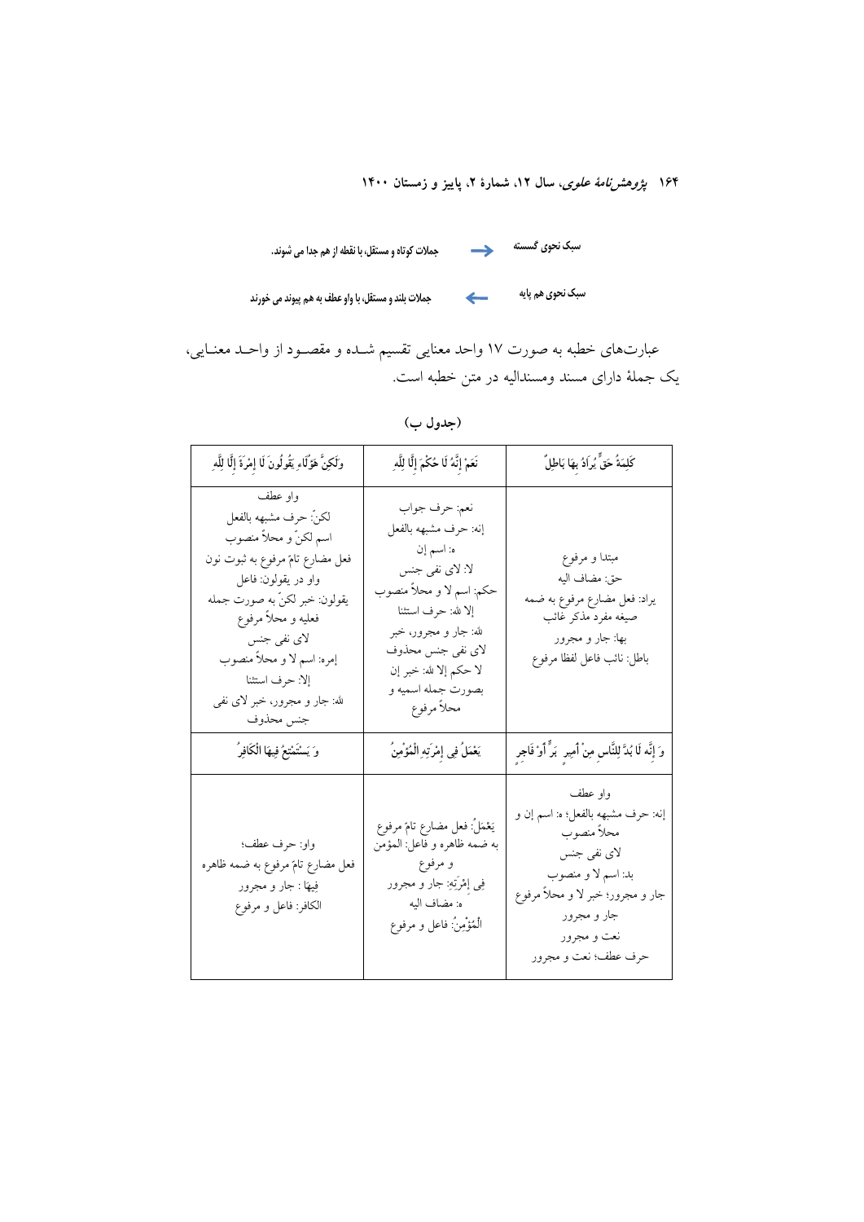سبک نحوی گسسته ← جملات کوتاه و مستقل، با نقطه از هم جدا می شوند.

سبک نحوی هم پایه ← جملات بلند و مستقل، با واو عطف به هم پیوند می خورند

عبارت‌های خطبه به صورت ۱۷ واحد معنایی تقسیم شـده و مقصـود از واحـد معنـایی، یک جملهٔ دارای مسند ومسندالیه در متن خطبه است.

**(جدول ب)**

| كَلِمَةُ حَقٍّ يُرَادُ بِهَا بَاطِلٌ | نَعَمْ إِنَّهُ لَا حُكْمَ إِلَّا لِلَّهِ | وَلَكِنَّ هَؤُلَاءِ يَقُولُونَ لَا إِمْرَةَ إِلَّا لِلَّهِ |
|---|---|---|
| مبتدا و مرفوع<br>حق: مضاف اليه<br>يراد: فعل مضارع مرفوع به ضمه صيغه مفرد مذكر غائب<br>بها: جار و مجرور<br>باطل: نائب فاعل لفظا مرفوع | نعم: حرف جواب<br>إنه: حرف مشبهه بالفعل<br>ه: اسم إن<br>لا: لای نفی جنس<br>حكم: اسم لا و محلاً منصوب<br>إلا لله: حرف استثنا<br>لله: جار و مجرور، خبر لای نفی جنس محذوف<br>لا حکم إلا لله: خبر إن بصورت جمله اسميه و محلاً مرفوع | واو عطف<br>لكنّ: حرف مشبهه بالفعل<br>اسم لكنّ و محلاً منصوب<br>فعل مضارع تامّ مرفوع به ثبوت نون<br>واو در يقولون: فاعل<br>يقولون: خبر لكنّ به صورت جمله فعليه و محلاً مرفوع<br>لای نفی جنس<br>إمره: اسم لا و محلاً منصوب<br>إلا: حرف استثنا<br>لله: جار و مجرور، خبر لای نفی جنس محذوف |
| وَ إِنَّهُ لَا بُدَّ لِلنَّاسِ مِنْ أَمِيرٍ بَرٍّ أَوْ فَاجِرٍ | يَعْمَلُ فِي إِمْرَتِهِ الْمُؤْمِنُ | وَ يَسْتَمْتِعُ فِيهَا الْكَافِرُ |
| واو عطف<br>إنه: حرف مشبهه بالفعل؛ ه: اسم إن و محلاً منصوب<br>لای نفی جنس<br>بد: اسم لا و منصوب<br>جار و مجرور؛ خبر لا و محلاً مرفوع<br>جار و مجرور<br>نعت و مجرور<br>حرف عطف؛ نعت و مجرور | يَعْمَلُ: فعل مضارع تامّ مرفوع به ضمه ظاهره و فاعل: المؤمن و مرفوع<br>فِي إِمْرَتِهِ: جار و مجرور<br>ه: مضاف اليه<br>الْمُؤْمِنُ: فاعل و مرفوع | واو: حرف عطف؛<br>فعل مضارع تامّ مرفوع به ضمه ظاهره<br>فِيهَا : جار و مجرور<br>الكافر: فاعل و مرفوع |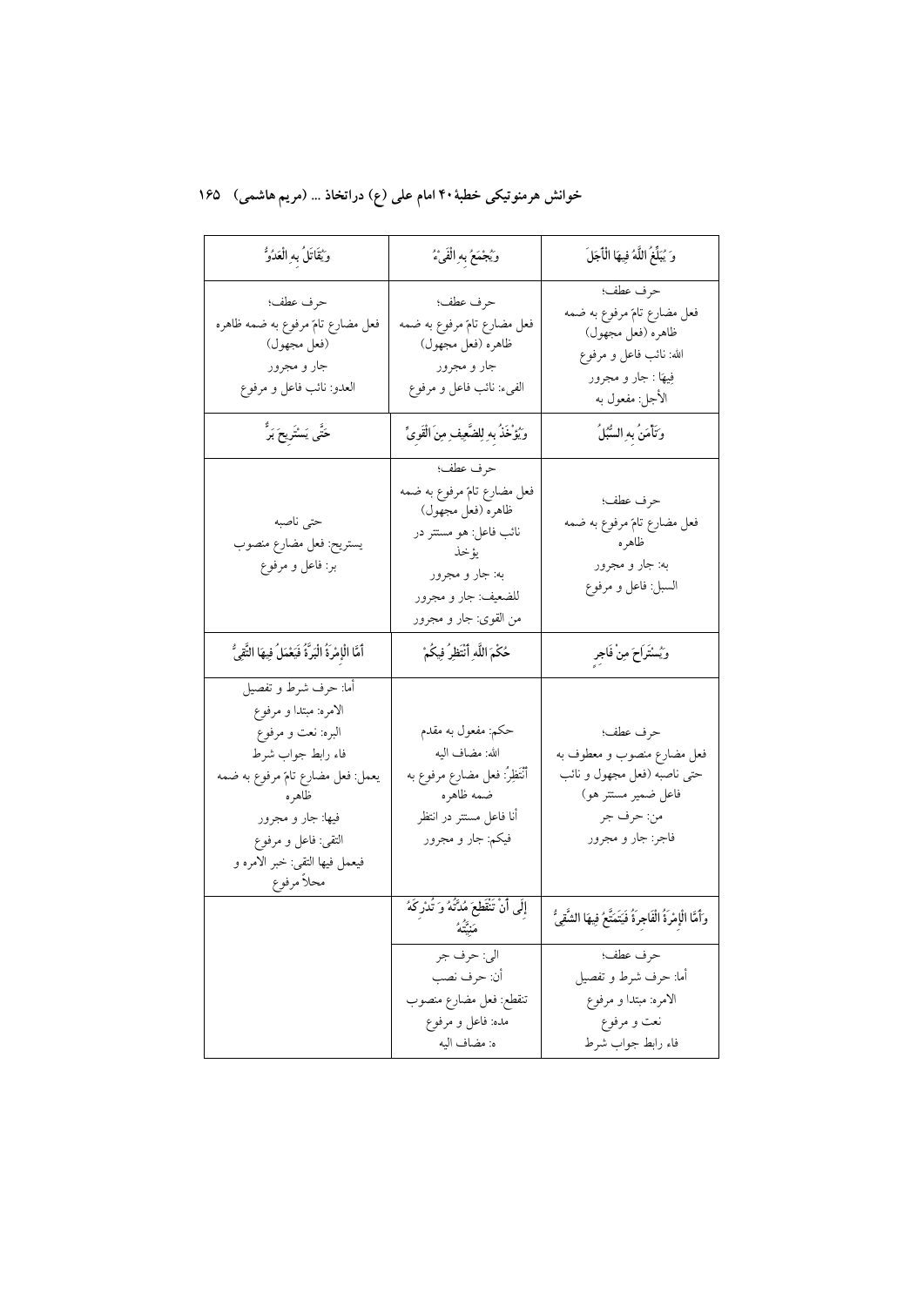| وَ يَبْلُغُ اللَّهُ فِيهَا الْأَجَلَ | وَيُجْمَعُ بِهِ الْفَيْءُ | وَيُقَاتَلُ بِهِ الْعَدُوُّ |
|---|---|---|
| حرف عطف؛<br>فعل مضارع تامّ مرفوع به ضمه ظاهره (فعل مجهول)<br>الله: نائب فاعل و مرفوع<br>فِيهَا : جار و مجرور<br>الأجل: مفعول به | حرف عطف؛<br>فعل مضارع تامّ مرفوع به ضمه ظاهره (فعل مجهول)<br>جار و مجرور<br>الفيء: نائب فاعل و مرفوع | حرف عطف؛<br>فعل مضارع تامّ مرفوع به ضمه ظاهره (فعل مجهول)<br>جار و مجرور<br>العدو: نائب فاعل و مرفوع |
| وَتَأْمَنُ بِهِ السُّبُلُ | وَيُؤْخَذُ بِهِ لِلضَّعِيفِ مِنَ الْقَوِيِّ | حَتَّى يَسْتَرِيحَ بَرٌّ |
| حرف عطف؛<br>فعل مضارع تامّ مرفوع به ضمه ظاهره<br>به: جار و مجرور<br>السبل: فاعل و مرفوع | حرف عطف؛<br>فعل مضارع تامّ مرفوع به ضمه ظاهره (فعل مجهول)<br>نائب فاعل: هو مستتر در يؤخذ<br>به: جار و مجرور<br>للضعيف: جار و مجرور<br>من القوي: جار و مجرور | حتى ناصبه<br>يستريح: فعل مضارع منصوب<br>بر: فاعل و مرفوع |
| وَيُسْتَرَاحَ مِنْ فَاجِرٍ | حُكْمَ اللَّهِ أَنْتَظِرُ فِيكُمْ | أَمَّا الْإِمْرَةُ الْبَرَّةُ فَيَعْمَلُ فِيهَا التَّقِيُّ |
| حرف عطف؛<br>فعل مضارع منصوب و معطوف به حتى ناصبه (فعل مجهول و نائب فاعل ضمير مستتر هو)<br>من: حرف جر<br>فاجر: جار و مجرور | حكم: مفعول به مقدم<br>الله: مضاف اليه<br>أَنْتَظِرُ: فعل مضارع مرفوع به ضمه ظاهره<br>أنا فاعل مستتر در انتظر<br>فيكم: جار و مجرور | أما: حرف شرط و تفصيل<br>الامره: مبتدا و مرفوع<br>البره: نعت و مرفوع<br>فاء رابط جواب شرط<br>يعمل: فعل مضارع تامّ مرفوع به ضمه ظاهره<br>فيها: جار و مجرور<br>التقى: فاعل و مرفوع<br>فيعمل فيها التقى: خبر الامره و محلاً مرفوع |
| وَأَمَّا الْإِمْرَةُ الْفَاجِرَةُ فَيَتَمَتَّعُ فِيهَا الشَّقِيُّ | إِلَى أَنْ تَنْقَطِعَ مُدَّتُهُ وَ تُدْرِكَهُ مَنِيَّتُهُ | |
| حرف عطف؛<br>أما: حرف شرط و تفصيل<br>الامره: مبتدا و مرفوع<br>نعت و مرفوع<br>فاء رابط جواب شرط | الى: حرف جر<br>أن: حرف نصب<br>تنقطع: فعل مضارع منصوب<br>مده: فاعل و مرفوع<br>ه: مضاف اليه | |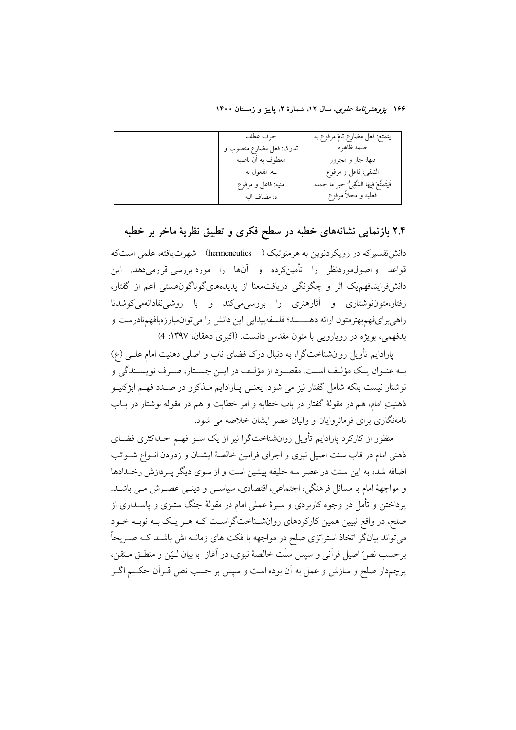| | حرف عطف<br>تدرک: فعل مضارع منصوب و معطوف به أن ناصبه<br>ـه: مفعول به<br>منیه: فاعل و مرفوع<br>ه: مضاف الیه | یتمتع: فعل مضارع تامّ مرفوع به ضمه ظاهره<br>فیها: جار و مجرور<br>الشقی: فاعل و مرفوع<br>فَیَتَمَتَّعُ فِیهَا الشَّقِیُّ: خبر ما جمله فعلیه و محلاً مرفوع |
|---|---|---|

## ۲.۴ بازنمایی نشانه‌های خطبه در سطح فکری و تطبیق نظریهٔ ماخر بر خطبه

دانش‌تفسیرکه در رویکردنوین به هرمنوتیک ( hermeneutics) شهرت‌یافته، علمی است‌که قواعد و اصول‌موردنظر را تأمین‌کرده و آن‌ها را مورد بررسی قرارمی‌دهد. این دانش‌فرایندفهم‌یک اثر و چگونگی دریافت‌معنا از پدیده‌های‌گوناگون‌هستی اعم از گفتار، رفتار،متون‌نوشتاری و آثارهنری را بررسی‌می‌کند و با روشی‌نقادانه‌می‌کوشدتا راهی‌برای‌فهم‌بهترمتون ارائه دهـــــد؛ فلسفه‌پیدایی این دانش را می‌توان‌مبارزه‌بافهم‌نادرست و بدفهمی، بویژه در رویارویی با متون مقدس دانست. (اکبری دهقان، ۱۳۹۷: 4)

پارادایم تأویل روانشناخت‌گرا، به دنبال درک فضای ناب و اصلی ذهنیت امام علـی (ع) بـه عنـوان یـک مؤلـف اسـت. مقصـود از مؤلـف در ایـن جسـتار، صـرف نویسـندگی و نوشتار نیست بلکه شامل گفتار نیز می شود. یعنـی پـارادایم مـذکور در صـدد فهـم ابژکتیـو ذهنیتِ امام، هم در مقولهٔ گفتار در باب خطابه و امر خطابت و هم در مقوله نوشتار در بـاب نامه‌نگاری برای فرمانروایان و والیان عصر ایشان خلاصه می شود.

منظور از کارکرد پارادایم تأویل روانشناخت‌گرا نیز از یک سـو فهـم حـداکثری فضـای ذهنی امام در قاب سنت اصیل نبوی و اجرای فرامین خالصهٔ ایشـان و زدودن انـواع شـوائب اضافه شده به این سنت در عصر سه خلیفه پیشین است و از سوی دیگر پـردازش رخـدادها و مواجههٔ امام با مسائل فرهنگی، اجتماعی، اقتصادی، سیاسـی و دینـی عصـرش مـی باشـد. پرداختن و تأمل در وجوه کاربردی و سیرهٔ عملی امام در مقولهٔ جنگ ستیزی و پاسـداری از صلح، در واقع تبیین همین کارکردهای روانشـناخت‌گراسـت کـه هـر یـک بـه نوبـه خـود می‌تواند بیان‌گر اتخاذ استراتژی صلح در مواجهه با فکت های زمانـه اش باشـد کـه صـریحاً برحسب نصّ اصیل قرآنی و سپس سنّت خالصهٔ نبوی، در آغاز با بیان لـیّن و منطـق مـتقن، پرچم‌دار صلح و سازش و عمل به آن بوده است و سپس بر حسب نص قـرآن حکـیم اگـر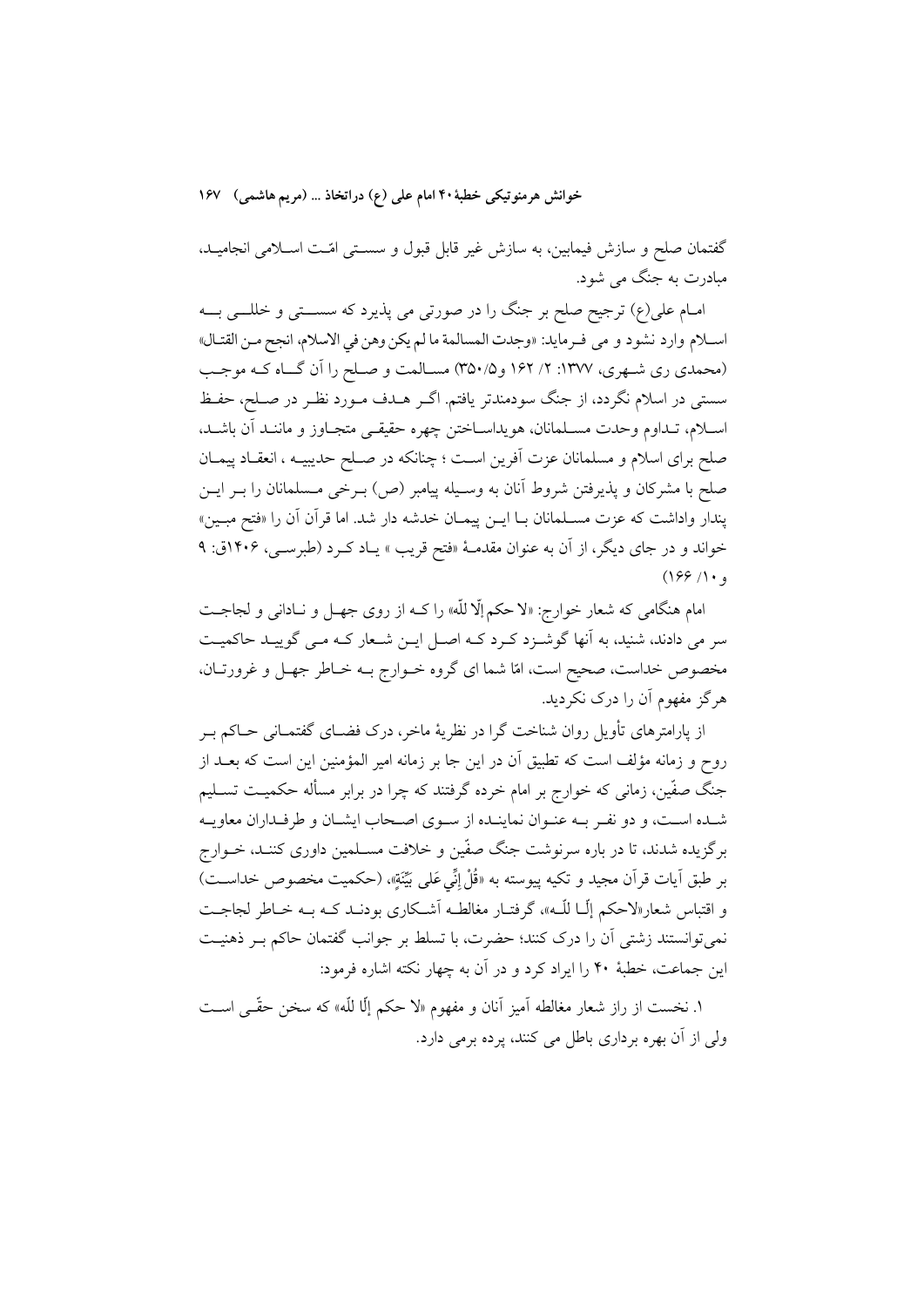گفتمان صلح و سازش فیمابین، به سازش غیر قابل قبول و سستی امّت اسلامی انجامید، مبادرت به جنگ می شود.

امام علی(ع) ترجیح صلح بر جنگ را در صورتی می پذیرد که سستی و خللی به اسلام وارد نشود و می فرماید: «وجدت المسالمة ما لم یکن وهن فی الاسلام، انجح من القتال» (محمدی ری شهری، ۱۳۷۷: ۲/ ۱۶۲ و۳۵۰/۵) مسالمت و صلح را آن گاه که موجب سستی در اسلام نگردد، از جنگ سودمندتر یافتم. اگر هدف مورد نظر در صلح، حفظ اسلام، تداوم وحدت مسلمانان، هویداساختن چهره حقیقی متجاوز و مانند آن باشد، صلح برای اسلام و مسلمانان عزت آفرین است ؛ چنانکه در صلح حدیبیه ، انعقاد پیمان صلح با مشرکان و پذیرفتن شروط آنان به وسیله پیامبر (ص) برخی مسلمانان را بر این پندار واداشت که عزت مسلمانان با این پیمان خدشه دار شد. اما قرآن آن را «فتح مبین» خواند و در جای دیگر، از آن به عنوان مقدمهٔ «فتح قریب » یاد کرد (طبرسی، ۱۴۰۶ق: ۹ و ۱۰/ ۱۶۶)

امام هنگامی که شعار خوارج: «لا حکم إلّا للّه» را که از روی جهل و نادانی و لجاجت سر می دادند، شنید، به آنها گوشزد کرد که اصل این شعار که می گوید حاکمیت مخصوص خداست، صحیح است، امّا شما ای گروه خوارج به خاطر جهل و غرورتان، هرگز مفهوم آن را درک نکردید.

از پارامترهای تأویل روان شناخت گرا در نظریهٔ ماخر، درک فضای گفتمانی حاکم بر روح و زمانه مؤلف است که تطبیق آن در این جا بر زمانه امیر المؤمنین این است که بعد از جنگ صفّین، زمانی که خوارج بر امام خرده گرفتند که چرا در برابر مسأله حکمیت تسلیم شده است، و دو نفر به عنوان نماینده از سوی اصحاب ایشان و طرفداران معاویه برگزیده شدند، تا در باره سرنوشت جنگ صفّین و خلافت مسلمین داوری کنند، خوارج بر طبق آیات قرآن مجید و تکیه پیوسته به «قُلْ إِنِّي عَلى بَيِّنَةٍ»، (حکمیت مخصوص خداست) و اقتباس شعار«لاحکم إلّا للّه»، گرفتار مغالطه آشکاری بودند که به خاطر لجاجت نمی‌توانستند زشتی آن را درک کنند؛ حضرت، با تسلط بر جوانب گفتمان حاکم بر ذهنیت این جماعت، خطبهٔ ۴۰ را ایراد کرد و در آن به چهار نکته اشاره فرمود:

۱. نخست از راز شعار مغالطه آمیز آنان و مفهوم «لا حکم إلّا للّه» که سخن حقّی است ولی از آن بهره برداری باطل می کنند، پرده برمی دارد.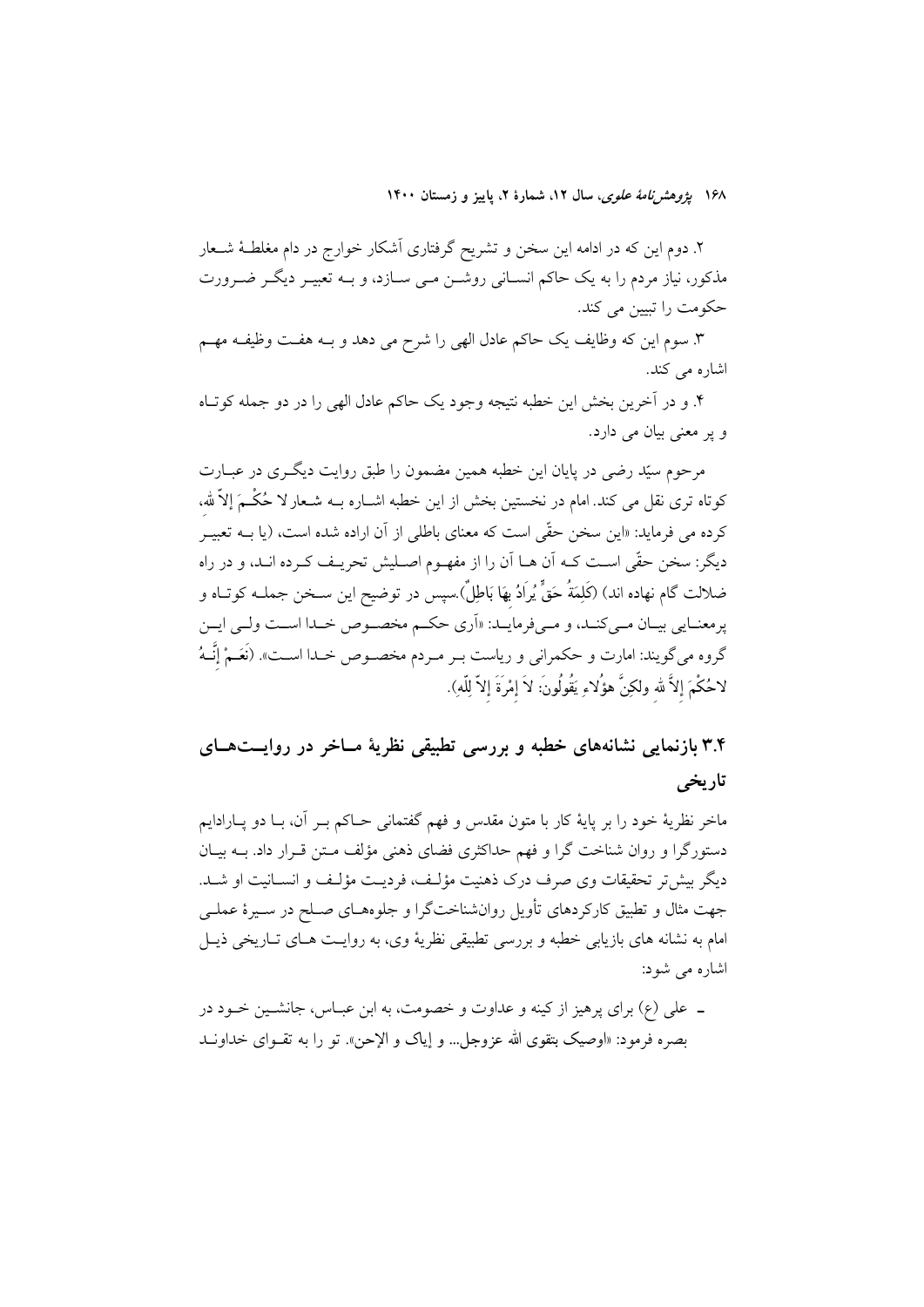۲. دوم این که در ادامه این سخن و تشریح گرفتاری آشکار خوارج در دام مغلطهٔ شعار مذکور، نیاز مردم را به یک حاکم انسانی روشن می سازد، و به تعبیر دیگر ضرورت حکومت را تبیین می کند.

۳. سوم این که وظایف یک حاکم عادل الهی را شرح می دهد و به هفت وظیفه مهم اشاره می کند.

۴. و در آخرین بخش این خطبه نتیجه وجود یک حاکم عادل الهی را در دو جمله کوتاه و پر معنی بیان می دارد.

مرحوم سیّد رضی در پایان این خطبه همین مضمون را طبق روایت دیگری در عبارت کوتاه تری نقل می کند. امام در نخستین بخش از این خطبه اشاره به شعار لا حُکْمَ إلاّ لله، کرده می فرماید: «این سخن حقّی است که معنای باطلی از آن اراده شده است، (یا به تعبیر دیگر: سخن حقّی است که آن ها آن را از مفهوم اصلیش تحریف کرده اند، و در راه ضلالت گام نهاده اند) (کَلِمَةُ حَقٍّ یُرَادُ بِهَا بَاطِلٌ).سپس در توضیح این سخن جمله کوتاه و پرمعنایی بیان می‌کند، و می‌فرماید: «آری حکم مخصوص خدا است ولی این گروه می‌گویند: امارت و حکمرانی و ریاست بر مردم مخصوص خدا است». (نَعَمْ إِنَّهُ لاحُکْمَ إلاَّ لله ولکِنَّ هؤُلاءِ یَقُولُونَ: لاَ إِمْرَةَ إلاّ لِلّهِ).

## ۳.۴ بازنمایی نشانه‌های خطبه و بررسی تطبیقی نظریهٔ ماخر در روایت‌های تاریخی

ماخر نظریهٔ خود را بر پایهٔ کار با متون مقدس و فهم گفتمانی حاکم بر آن، با دو پارادایم دستورگرا و روان شناخت گرا و فهم حداکثری فضای ذهنی مؤلف متن قرار داد. به بیان دیگر بیش‌تر تحقیقات وی صرف درک ذهنیت مؤلف، فردیت مؤلف و انسانیت او شد. جهت مثال و تطبیق کارکردهای تأویل روان‌شناخت‌گرا و جلوه‌های صلح در سیرهٔ عملی امام به نشانه های بازیابی خطبه و بررسی تطبیقی نظریهٔ وی، به روایت های تاریخی ذیل اشاره می شود:

ـ علی (ع) برای پرهیز از کینه و عداوت و خصومت، به ابن عباس، جانشین خود در بصره فرمود: «اوصیک بتقوی الله عزوجل... و إیاک و الإحن». تو را به تقوای خداوند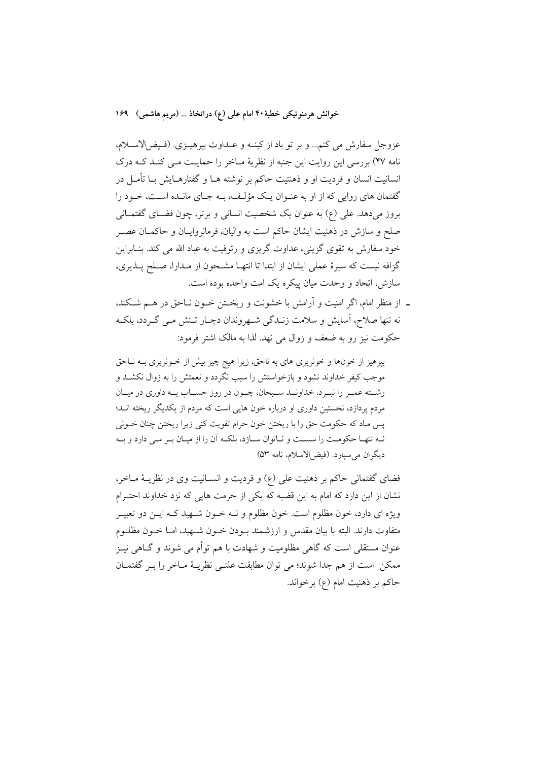عزوجل سفارش می کنم... و بر تو باد از کینه و عداوت بپرهیزی. (فیض‌الاسلام، نامه ۴۷) بررسی این روایت این جنبه از نظریهٔ ماخر را حمایت می کند که درک انسانیت انسان و فردیت او و ذهنیت حاکم بر نوشته ها و گفتارهایش با تأمل در گفتمان های روایی که از او به عنوان یک مؤلف، به جای مانده است، خود را بروز می‌دهد. علی (ع) به عنوان یک شخصیت انسانی و برتر، چون فضای گفتمانی صلح و سازش در ذهنیت ایشان حاکم است به والیان، فرمانروایان و حاکمان عصر خود سفارش به تقوی گزینی، عداوت گریزی و رئوفیت به عباد الله می کند. بنابراین گزافه نیست که سیرهٔ عملی ایشان از ابتدا تا انتها مشحون از مدارا، صلح پذیری، سازش، اتحاد و وحدت میان پیکره یک امت واحده بوده است.

- از منظر امام، اگر امنیت و آرامش با خشونت و ریختن خون ناحق در هم شکند، نه تنها صلاح، آسایش و سلامت زندگی شهروندان دچار تنش می گردد، بلکه حکومت نیز رو به ضعف و زوال می نهد. لذا به مالک اشتر فرمود:

> بپرهیز از خونها و خونریزی های به ناحق، زیرا هیچ چیز بیش از خونریزی به ناحق موجب کیفر خداوند نشود و بازخواستش را سبب نگردد و نعمتش را به زوال نکشد و رشته عمر را نبرد. خداوند سبحان، چون در روز حساب به داوری در میان مردم پردازد، نخستین داوری او درباره خون هایی است که مردم از یکدیگر ریخته اند؛ پس مباد که حکومت حق را با ریختن خون حرام تقویت کنی زیرا ریختن چنان خونی نه تنها حکومت را سست و ناتوان سازد، بلکه آن را از میان بر می دارد و به دیگران می‌سپارد. (فیض‌الاسلام، نامه ۵۳)

فضای گفتمانی حاکم بر ذهنیت علی (ع) و فردیت و انسانیت وی در نظریهٔ ماخر، نشان از این دارد که امام به این قضیه که یکی از حرمت هایی که نزد خداوند احترام ویژه ای دارد، خون مظلوم است. خون مظلوم و نه خون شهید که این دو تعبیر متفاوت دارند. البته با بیان مقدس و ارزشمند بودن خون شهید، اما خون مظلوم عنوان مستقلی است که گاهی مظلومیت و شهادت با هم توأم می شوند و گاهی نیز ممکن است از هم جدا شوند؛ می توان مطابقت علنی نظریهٔ ماخر را بر گفتمان حاکم بر ذهنیت امام (ع) برخواند.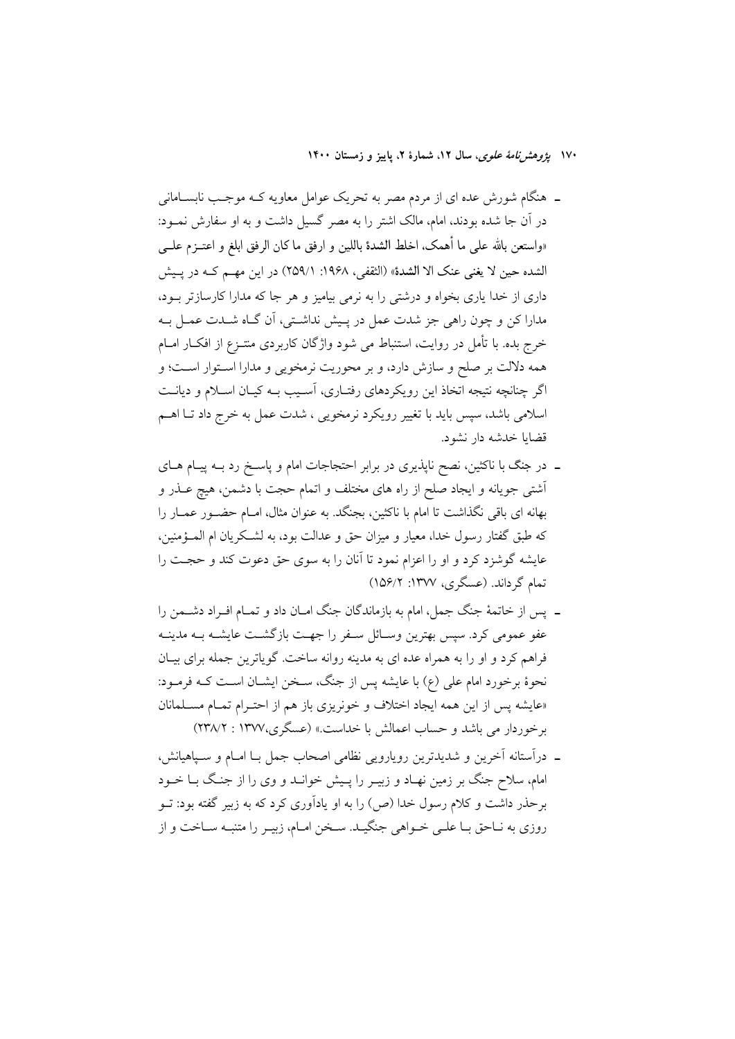- هنگام شورش عده ای از مردم مصر به تحریک عوامل معاویه کـه موجـب نابسـامانی در آن جا شده بودند، امام، مالک اشتر را به مصر گسیل داشت و به او سفارش نمـود: «واستعن بالله علی ما أهمک، اخلط الشدة باللین و ارفق ما کان الرفق ابلغ و اعتـزم علـی الشده حین لا یغنی عنک الا الشدة» (الثقفی، ۱۹۶۸: ۲۵۹/۱) در این مهـم کـه در پـیش داری از خدا یاری بخواه و درشتی را به نرمی بیامیز و هر جا که مدارا کارسازتر بـود، مدارا کن و چون راهی جز شدت عمل در پـیش نداشـتی، آن گـاه شـدت عمـل بـه خرج بده. با تأمل در روایت، استنباط می شود واژگان کاربردی منتـزع از افکـار امـام همه دلالت بر صلح و سازش دارد، و بر محوریت نرمخویی و مدارا اسـتوار اسـت؛ و اگر چنانچه نتیجه اتخاذ این رویکردهای رفتـاری، آسـیب بـه کیـان اسـلام و دیانـت اسلامی باشد، سپس باید با تغییر رویکرد نرمخویی ، شدت عمل به خرج داد تـا اهـم قضایا خدشه دار نشود.

- در جنگ با ناکثین، نصح ناپذیری در برابر احتجاجات امام و پاسـخ رد بـه پیـام هـای آشتی جویانه و ایجاد صلح از راه های مختلف و اتمام حجت با دشمن، هیچ عـذر و بهانه ای باقی نگذاشت تا امام با ناکثین، بجنگد. به عنوان مثال، امـام حضـور عمـار را که طبق گفتار رسول خدا، معیار و میزان حق و عدالت بود، به لشـکریان ام المـؤمنین، عایشه گوشزد کرد و او را اعزام نمود تا آنان را به سوی حق دعوت کند و حجـت را تمام گرداند. (عسگری، ۱۳۷۷: ۱۵۶/۲)

- پس از خاتمهٔ جنگ جمل، امام به بازماندگان جنگ امـان داد و تمـام افـراد دشـمن را عفو عمومی کرد. سپس بهترین وسـائل سـفر را جهـت بازگشـت عایشـه بـه مدینـه فراهم کرد و او را به همراه عده ای به مدینه روانه ساخت. گویاترین جمله برای بیـان نحوهٔ برخورد امام علی (ع) با عایشه پس از جنگ، سـخن ایشـان اسـت کـه فرمـود: «عایشه پس از این همه ایجاد اختلاف و خونریزی باز هم از احتـرام تمـام مسـلمانان برخوردار می باشد و حساب اعمالش با خداست.» (عسگری،۱۳۷۷ : ۲۳۸/۲)

- درآستانه آخرین و شدیدترین رویارویی نظامی اصحاب جمل بـا امـام و سـپاهیانش، امام، سلاح جنگ بر زمین نهـاد و زبیـر را پـیش خوانـد و وی را از جنـگ بـا خـود برحذر داشت و کلام رسول خدا (ص) را به او یادآوری کرد که به زبیر گفته بود: تـو روزی به نـاحق بـا علـی خـواهی جنگیـد. سـخن امـام، زبیـر را متنبـه سـاخت و از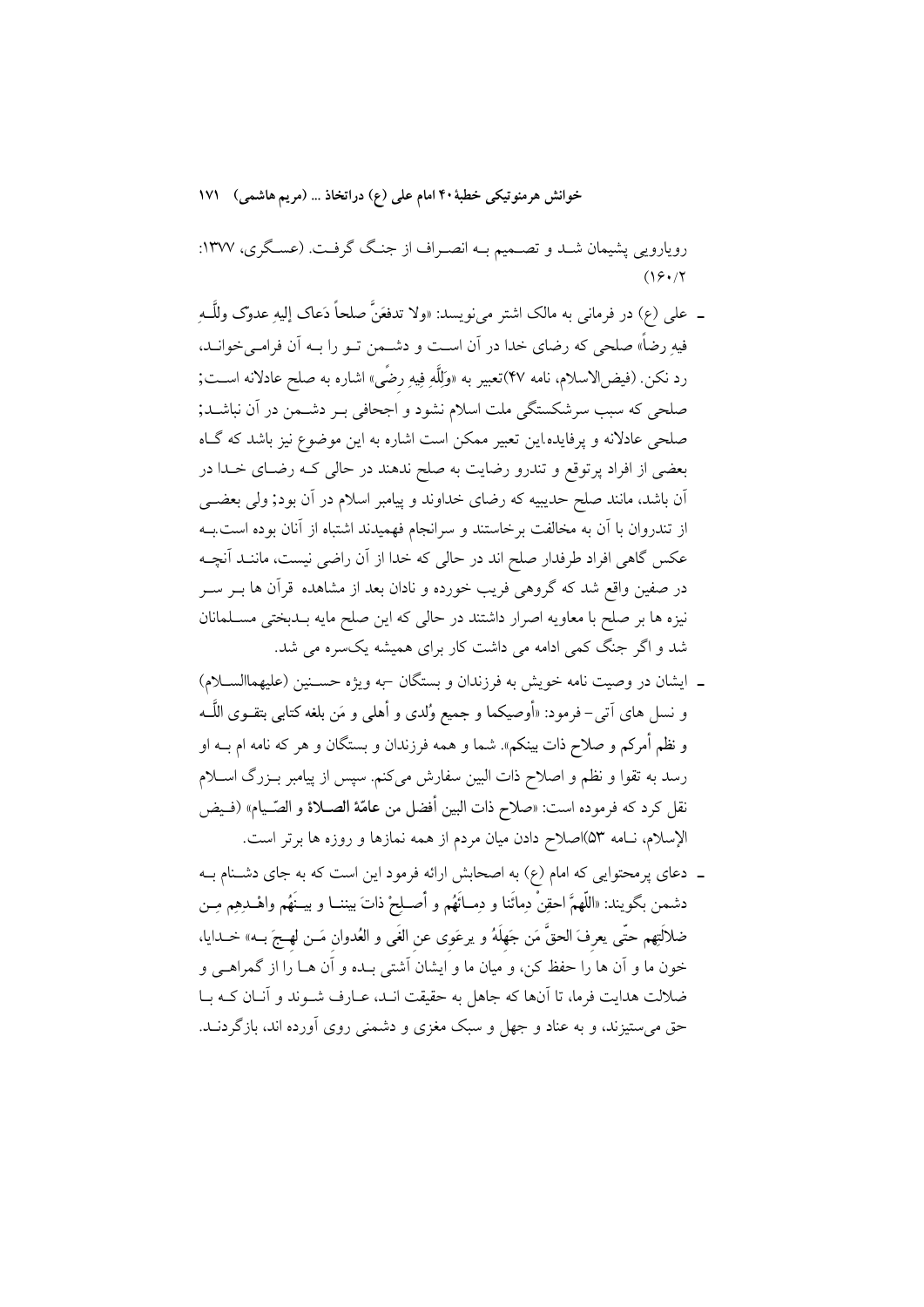رویارویی پشیمان شـد و تصـمیم بـه انصـراف از جنـگ گرفـت. (عسـگری، ۱۳۷۷: ۱۶۰/۲)

- علی (ع) در فرمانی به مالک اشتر می‌نویسد: «ولا تدفعَنَّ صلحاً دَعاک إلیهِ عدوّک ولِلَّـهِ فیهِ رضاً» صلحی که رضای خدا در آن اسـت و دشـمن تـو را بـه آن فرامـی‌خوانـد، رد نکن. (فیض‌الاسلام، نامه ۴۷)تعبیر به «وَلِلَّهِ فِیهِ رِضًی» اشاره به صلح عادلانه اسـت; صلحی که سبب سرشکستگی ملت اسلام نشود و اجحافی بـر دشـمن در آن نباشـد; صلحی عادلانه و پرفایده.این تعبیر ممکن است اشاره به این موضوع نیز باشد که گـاه بعضی از افراد پرتوقع و تندرو رضایت به صلح ندهند در حالی کـه رضـای خـدا در آن باشد، مانند صلح حدیبیه که رضای خداوند و پیامبر اسلام در آن بود; ولی بعضـی از تندروان با آن به مخالفت برخاستند و سرانجام فهمیدند اشتباه از آنان بوده است.بـه عکس گاهی افراد طرفدار صلح اند در حالی که خدا از آن راضی نیست، ماننـد آنچـه در صفین واقع شد که گروهی فریب خورده و نادان بعد از مشاهده قرآن ها بـر سـر نیزه ها بر صلح با معاویه اصرار داشتند در حالی که این صلح مایه بـدبختی مسـلمانان شد و اگر جنگ کمی ادامه می داشت کار برای همیشه یکسره می شد.

- ایشان در وصیت نامه خویش به فرزندان و بستگان –به ویژه حسـنین (علیهماالسـلام) و نسل های آتی– فرمود: «أوصیکما و جمیع وُلدی و أهلی و مَن بلغه کتابی بتقـوی اللَّـه و نظم أمرکم و صلاح ذات بینکم». شما و همه فرزندان و بستگان و هر که نامه ام بـه او رسد به تقوا و نظم و اصلاح ذات البین سفارش می‌کنم. سپس از پیامبر بـزرگ اسـلام نقل کرد که فرموده است: «صلاح ذات البین أفضل من **عامّة الصـلاة** و الصّـیام» (فـیض الإسلام، نـامه ۵۳)اصلاح دادن میان مردم از همه نمازها و روزه ها برتر است.

- دعای پرمحتوایی که امام (ع) به اصحابش ارائه فرمود این است که به جای دشـنام بـه دشمن بگویند: «اللّهمَّ احقِنْ دِمائَنا و دِمـائَهُم و أصـلِحْ ذاتَ بیننـا و بیـنَهُم واهْـدِهِم مِـن ضلالَتِهِم حتّی یعرِفَ الحقَّ مَن جَهِلَهُ و یرعَوی عن الغَی و العُدوانِ مَـن لهِـجَ بـه» خـدایا، خون ما و آن ها را حفظ کن، و میان ما و ایشان آشتی بـده و آن هـا را از گمراهـی و ضلالت هدایت فرما، تا آن‌ها که جاهل به حقیقت انـد، عـارف شـوند و آنـان کـه بـا حق می‌ستیزند، و به عناد و جهل و سبک مغزی و دشمنی روی آورده اند، بازگردنـد.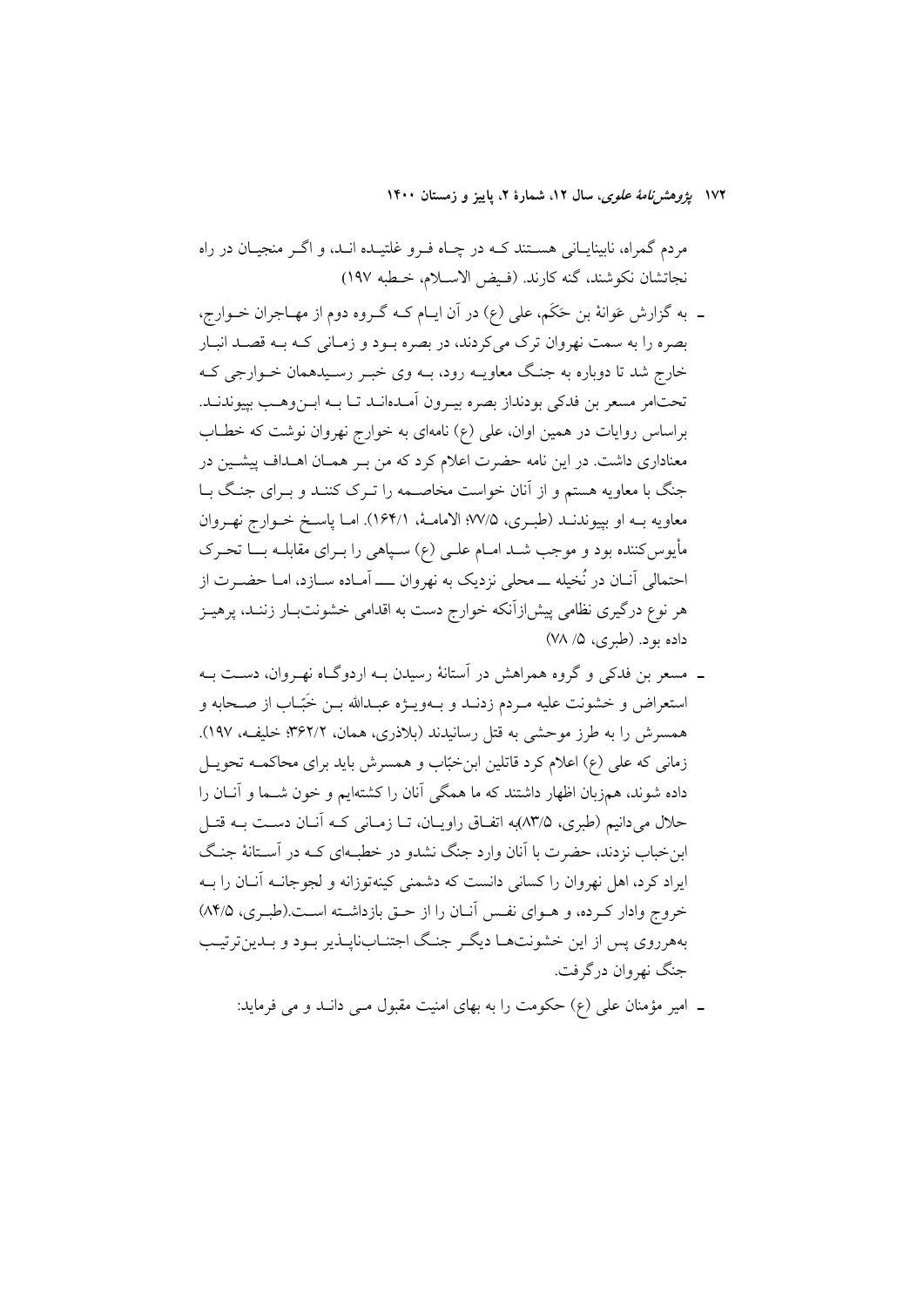مردم گمراه، نابینایانی هستند که در چاه فرو غلتیده اند، و اگر منجیان در راه نجاتشان نکوشند، گنه کارند. (فیض الاسلام، خطبه ۱۹۷)

- به گزارش عَوانهٔ بن حَکَم، علی (ع) در آن ایام که گروه دوم از مهاجران خوارج، بصره را به سمت نهروان ترک می‌کردند، در بصره بود و زمانی که به قصد انبار خارج شد تا دوباره به جنگ معاویه رود، به وی خبر رسیدهمان خوارجی که تحت‌امر مسعر بن فدکی بودنداز بصره بیرون آمده‌اند تا به ابن‌وهب بپیوندند. براساس روایات در همین اوان، علی (ع) نامه‌ای به خوارج نهروان نوشت که خطاب معناداری داشت. در این نامه حضرت اعلام کرد که من بر همان اهداف پیشین در جنگ با معاویه هستم و از آنان خواست مخاصمه را ترک کنند و برای جنگ با معاویه به او بپیوندند (طبری، ۷۷/۵؛ الامامهٔ، ۱۶۴/۱). اما پاسخ خوارج نهروان مأیوس‌کننده بود و موجب شد امام علی (ع) سپاهی را برای مقابله با تحرک احتمالی آنان در نُخیله ـــ محلی نزدیک به نهروان ـــ آماده سازد، اما حضرت از هر نوع درگیری نظامی پیش‌ازآنکه خوارج دست به اقدامی خشونت‌بار زنند، پرهیز داده بود. (طبری، ۵/ ۷۸)

- مسعر بن فدکی و گروه همراهش در آستانهٔ رسیدن به اردوگاه نهروان، دست به استعراض و خشونت علیه مردم زدند و به‌ویژه عبدالله بن خَبّاب از صحابه و همسرش را به طرز موحشی به قتل رسانیدند (بلاذری، همان، ۳۶۲/۲؛ خلیفه، ۱۹۷). زمانی که علی (ع) اعلام کرد قاتلین ابن‌خبّاب و همسرش باید برای محاکمه تحویل داده شوند، هم‌زبان اظهار داشتند که ما همگی آنان را کشته‌ایم و خون شما و آنان را حلال می‌دانیم (طبری، ۸۳/۵)به اتفاق راویان، تا زمانی که آنان دست به قتل ابن‌خباب نزدند، حضرت با آنان وارد جنگ نشدو در خطبه‌ای که در آستانهٔ جنگ ایراد کرد، اهل نهروان را کسانی دانست که دشمنی کینه‌توزانه و لجوجانه آنان را به خروج وادار کرده، و هوای نفس آنان را از حق بازداشته است.(طبری، ۸۴/۵) به‌هرروی پس از این خشونت‌ها دیگر جنگ اجتناب‌ناپذیر بود و بدین‌ترتیب جنگ نهروان درگرفت.

- امیر مؤمنان علی (ع) حکومت را به بهای امنیت مقبول می داند و می فرماید: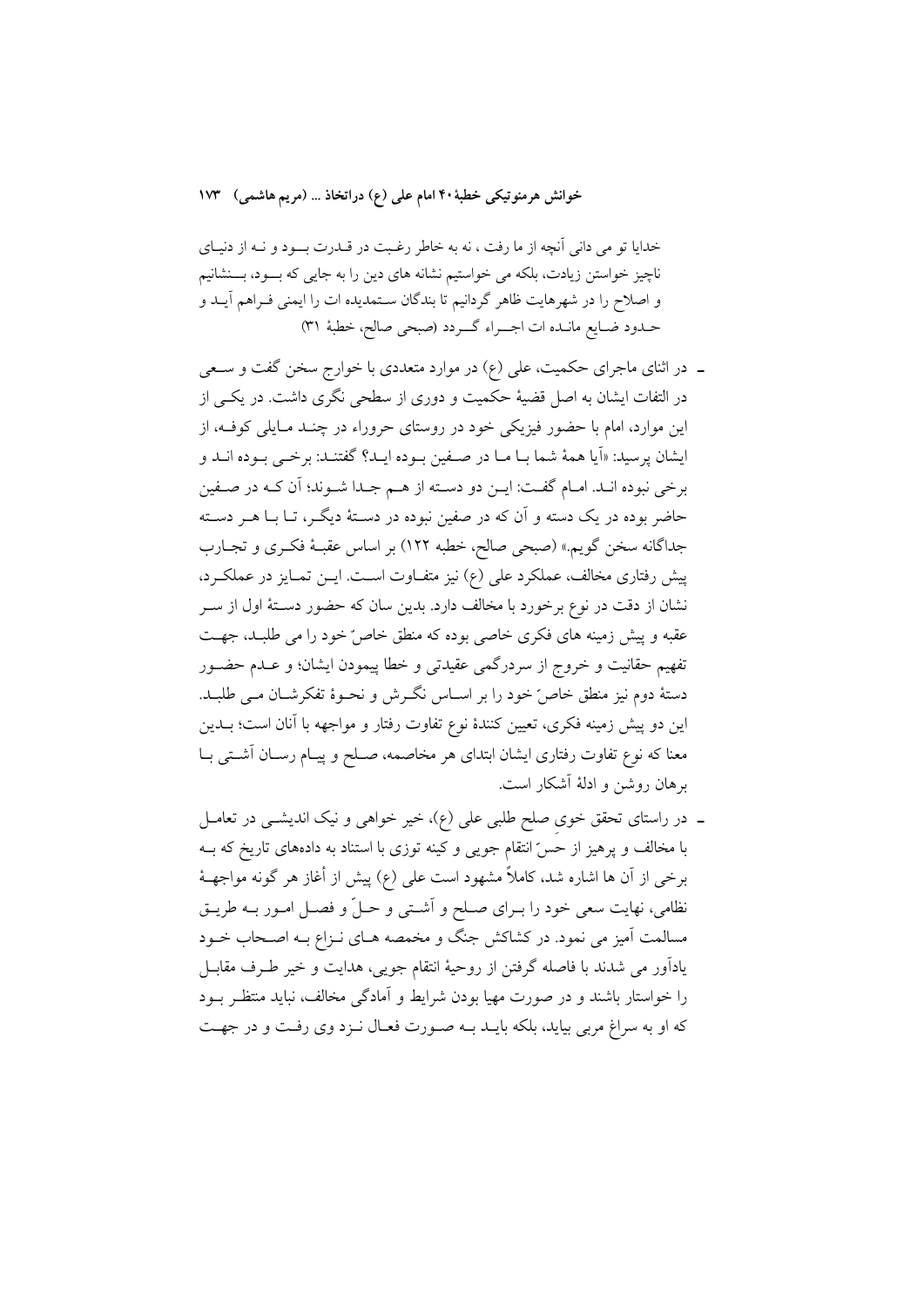خدایا تو می دانی آنچه از ما رفت ، نه به خاطر رغبت در قـدرت بـود و نـه از دنیـای ناچیز خواستن زیادت، بلکه می خواستیم نشانه های دین را به جایی که بـود، بـنشانیم و اصلاح را در شهرهایت ظاهر گردانیم تا بندگان ستمدیده ات را ایمنی فـراهم آیـد و حـدود ضـایع مانـده ات اجـراء گـردد (صبحی صالح، خطبهٔ ۳۱)

- در اثنای ماجرای حکمیت، علی (ع) در موارد متعددی با خوارج سخن گفت و سـعی در التفات ایشان به اصل قضیهٔ حکمیت و دوری از سطحی نگری داشت. در یکـی از این موارد، امام با حضور فیزیکی خود در روستای حروراء در چنـد مـایلی کوفـه، از ایشان پرسید: «آیا همهٔ شما بـا مـا در صـفین بـوده ایـد؟ گفتنـد: برخـی بـوده انـد و برخی نبوده انـد. امـام گفـت: ایـن دو دسـته از هـم جـدا شـوند؛ آن کـه در صـفین حاضر بوده در یک دسته و آن که در صفین نبوده در دسـتهٔ دیگـر، تـا بـا هـر دسـته جداگانه سخن گویم.» (صبحی صالح، خطبه ۱۲۲) بر اساس عقبـهٔ فکـری و تجـارب پیش رفتاری مخالف، عملکرد علی (ع) نیز متفـاوت اسـت. ایـن تمـایز در عملکـرد، نشان از دقت در نوع برخورد با مخالف دارد. بدین سان که حضور دسـتهٔ اول از سـر عقبه و پیش زمینه های فکری خاصی بوده که منطق خاصّ خود را می طلبـد، جهـت تفهیم حقانیت و خروج از سردرگمی عقیدتی و خطا پیمودن ایشان؛ و عـدم حضـور دستهٔ دوم نیز منطق خاصّ خود را بر اسـاس نگـرش و نحـوهٔ تفکرشـان مـی طلبـد. این دو پیش زمینه فکری، تعیین کنندهٔ نوع تفاوت رفتار و مواجهه با آنان است؛ بـدین معنا که نوع تفاوت رفتاری ایشان ابتدای هر مخاصمه، صـلح و پیـام رسـان آشـتی بـا برهان روشن و ادلهٔ آشکار است.

- در راستای تحقق خوی صلح طلبی علی (ع)، خیر خواهی و نیک اندیشـی در تعامـل با مخالف و پرهیز از حسّ انتقام جویی و کینه توزی با استناد به دادههای تاریخ که بـه برخی از آن ها اشاره شد، کاملاً مشهود است علی (ع) پیش از آغاز هر گونه مواجهـهٔ نظامی، نهایت سعی خود را بـرای صـلح و آشـتی و حـلّ و فصـل امـور بـه طریـق مسالمت آمیز می نمود. در کشاکش جنگ و مخمصه هـای نـزاع بـه اصـحاب خـود یادآور می شدند با فاصله گرفتن از روحیهٔ انتقام جویی، هدایت و خیر طـرف مقابـل را خواستار باشند و در صورت مهیا بودن شرایط و آمادگی مخالف، نباید منتظـر بـود که او به سراغ مربی بیاید، بلکه بایـد بـه صـورت فعـال نـزد وی رفـت و در جهـت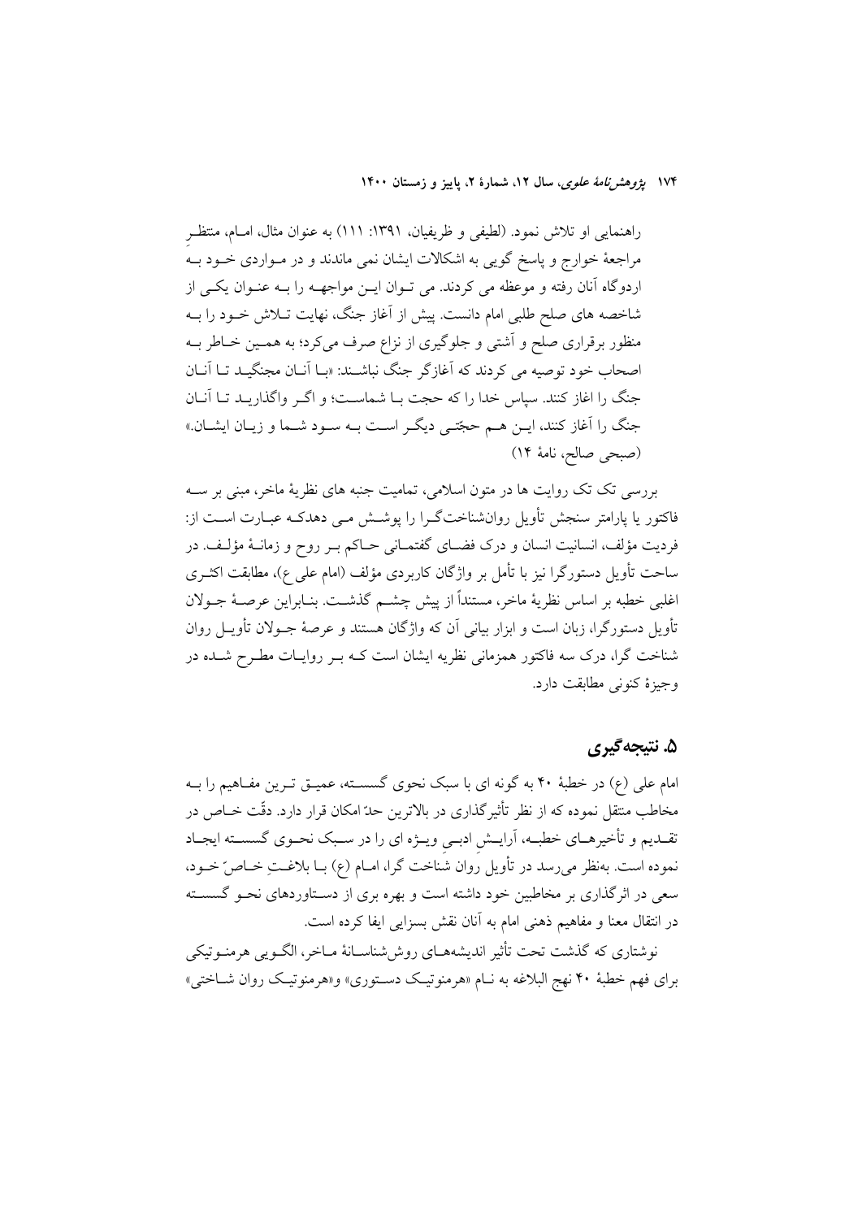راهنمایی او تلاش نمود. (لطیفی و ظریفیان، ۱۳۹۱: ۱۱۱) به عنوان مثال، امـام، منتظـرِ مراجعهٔ خوارج و پاسخ گویی به اشکالات ایشان نمی ماندند و در مـواردی خـود بـه اردوگاه آنان رفته و موعظه می کردند. می تـوان ایـن مواجهـه را بـه عنـوان یکـی از شاخصه های صلح طلبی امام دانست. پیش از آغاز جنگ، نهایت تـلاش خـود را بـه منظور برقراری صلح و آشتی و جلوگیری از نزاع صرف می‌کرد؛ به همـین خـاطر بـه اصحاب خود توصیه می کردند که آغازگر جنگ نباشـند: «بـا آنـان مجنگیـد تـا آنـان جنگ را اغاز کنند. سپاس خدا را که حجت بـا شماسـت؛ و اگـر واگذاریـد تـا آنـان جنگ را آغاز کنند، ایـن هـم حجّتـی دیگـر اسـت بـه سـود شـما و زیـان ایشـان.» (صبحی صالح، نامهٔ ۱۴)

بررسی تک تک روایت ها در متون اسلامی، تمامیت جنبه های نظریهٔ ماخر، مبنی بر سـه فاکتور یا پارامتر سنجش تأویل روان‌شناخت‌گـرا را پوشـش مـی دهدکـه عبـارت اسـت از: فردیت مؤلف، انسانیت انسان و درک فضـای گفتمـانی حـاکم بـر روح و زمانـهٔ مؤلـف. در ساحت تأویل دستورگرا نیز با تأمل بر واژگان کاربردی مؤلف (امام علی ع)، مطابقت اکثـری اغلبی خطبه بر اساس نظریهٔ ماخر، مستنداً از پیش چشـم گذشـت. بنـابراین عرصـهٔ جـولان تأویل دستورگرا، زبان است و ابزار بیانی آن که واژگان هستند و عرصهٔ جـولان تأویـل روان شناخت گرا، درک سه فاکتور همزمانی نظریه ایشان است کـه بـر روایـات مطـرح شـده در وجیزهٔ کنونی مطابقت دارد.

## ۵. نتیجه‌گیری

امام علی (ع) در خطبهٔ ۴۰ به گونه ای با سبک نحوی گسسـته، عمیـق تـرین مفـاهیم را بـه مخاطب منتقل نموده که از نظر تأثیرگذاری در بالاترین حدّ امکان قرار دارد. دقّت خـاص در تقـدیم و تأخیرهـای خطبـه، آرایـش ادبـی ویـژه ای را در سـبک نحـوی گسسـته ایجـاد نموده است. به‌نظر می‌رسد در تأویل روان شناخت گرا، امـام (ع) بـا بلاغـتِ خـاصّ خـود، سعی در اثرگذاری بر مخاطبین خود داشته است و بهره بری از دسـتاوردهای نحـو گسسـته در انتقال معنا و مفاهیم ذهنی امام به آنان نقش بسزایی ایفا کرده است.

نوشتاری که گذشت تحت تأثیر اندیشه‌هـای روش‌شناسـانهٔ مـاخر، الگـویی هرمنـوتیکی برای فهم خطبهٔ ۴۰ نهج البلاغه به نـام «هرمنوتیـک دسـتوری» و«هرمنوتیـک روان شـاختی»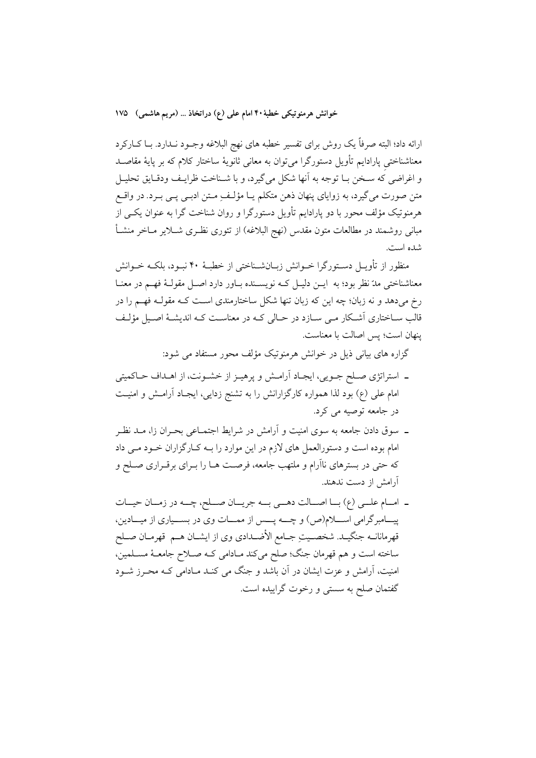ارائه داد؛ البته صرفاً یک روش برای تفسیر خطبه های نهج البلاغه وجود ندارد. با کارکرد معناشناختیِ پارادایم تأویل دستورگرا می‌توان به معانی ثانویهٔ ساختار کلام که بر پایهٔ مقاصد و اغراضی که سخن با توجه به آنها شکل می‌گیرد، و با شناخت ظرایف ودقایق تحلیل متن صورت می‌گیرد، به زوایای پنهان ذهن متکلم یا مؤلفِ متن ادبی پی برد. در واقع هرمنوتیک مؤلف محور با دو پارادایم تأویل دستورگرا و روان شناخت گرا به عنوان یکی از مبانی روشمند در مطالعات متون مقدس (نهج البلاغه) از تئوری نظری شلایر ماخر منشأ شده است.

منظور از تأویل دستورگرا خوانش زبان‌شناختی از خطبهٔ ۴۰ نبود، بلکه خوانش معناشناختی مدّ نظر بود؛ به این دلیل که نویسنده باور دارد اصل مقولهٔ فهم در معنا رخ می‌دهد و نه زبان؛ چه این که زبان تنها شکل ساختارمندی است که مقوله فهم را در قالب ساختاری آشکار می سازد در حالی که در معناست که اندیشهٔ اصیل مؤلف پنهان است؛ پس اصالت با معناست.

گزاره های بیانی ذیل در خوانش هرمنوتیک مؤلف محور مستفاد می شود:

- استراتژی صلح جویی، ایجاد آرامش و پرهیز از خشونت، از اهداف حاکمیتی امام علی (ع) بود لذا همواره کارگزارانش را به تشنج زدایی، ایجاد آرامش و امنیت در جامعه توصیه می کرد.
- سوق دادن جامعه به سوی امنیت و آرامش در شرایط اجتماعی بحران زا، مد نظر امام بوده است و دستورالعمل های لازم در این موارد را به کارگزاران خود می داد که حتی در بسترهای ناآرام و ملتهب جامعه، فرصت ها را برای برقراری صلح و آرامش از دست ندهند.
- امام علی (ع) با اصالت دهی به جریان صلح، چه در زمان حیات پیامبرگرامی اسلام(ص) و چه پس از ممات وی در بسیاری از میادین، قهرمانانه جنگید. شخصیتِ جامع الأضدادی وی از ایشان هم قهرمان صلح ساخته است و هم قهرمان جنگ؛ صلح می‌کند مادامی که صلاح جامعهٔ مسلمین، امنیت، آرامش و عزت ایشان در آن باشد و جنگ می کند مادامی که محرز شود گفتمان صلح به سستی و رخوت گراییده است.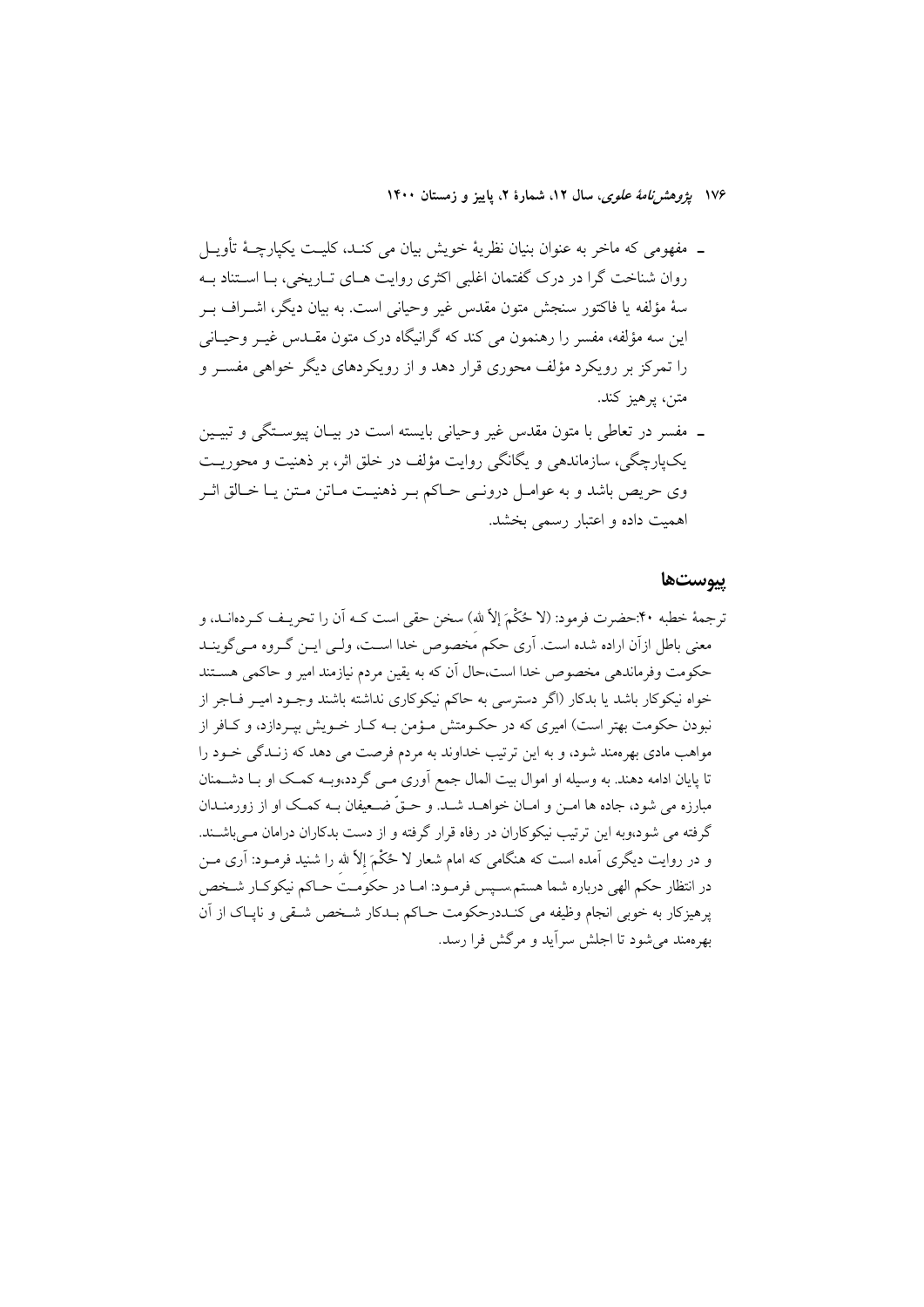- مفهومی که ماخر به عنوان بنیان نظریهٔ خویش بیان می کنـد، کلیـت یکپارچـهٔ تأویـل روان شناخت گرا در درک گفتمان اغلبی اکثری روایت هـای تـاریخی، بـا اسـتناد بـه سهٔ مؤلفه یا فاکتور سنجش متون مقدس غیر وحیانی است. به بیان دیگر، اشـراف بـر این سه مؤلفه، مفسر را رهنمون می کند که گرانیگاه درک متون مقـدس غیـر وحیـانی را تمرکز بر رویکرد مؤلف محوری قرار دهد و از رویکردهای دیگر خواهی مفسـر و متن، پرهیز کند.
- مفسر در تعاطی با متون مقدس غیر وحیانی بایسته است در بیـان پیوسـتگی و تبیـین یک‌پارچگی، سازماندهی و یگانگی روایت مؤلف در خلق اثر، بر ذهنیت و محوریـت وی حریص باشد و به عوامـل درونـی حـاکم بـر ذهنیـت مـاتن مـتن یـا خـالق اثـر اهمیت داده و اعتبار رسمی بخشد.

## پیوست‌ها

ترجمهٔ خطبه ۴۰:حضرت فرمود: (لا حُکْمَ إلاَّ لله) سخن حقی است کـه آن را تحریـف کـرده‌انـد، و معنی باطل ازآن اراده شده است. آری حکم مخصوص خدا اسـت، ولـی ایـن گـروه مـی‌گوینـد حکومت وفرماندهی مخصوص خدا است،حال آن که به یقین مردم نیازمند امیر و حاکمی هسـتند خواه نیکوکار باشد یا بدکار (اگر دسترسی به حاکم نیکوکاری نداشته باشند وجـود امیـر فـاجر از نبودن حکومت بهتر است) امیری که در حکـومتش مـؤمن بـه کـار خـویش بپـردازد، و کـافر از مواهب مادی بهره‌مند شود، و به این ترتیب خداوند به مردم فرصت می دهد که زنـدگی خـود را تا پایان ادامه دهند. به وسیله او اموال بیت المال جمع آوری مـی گـردد،وبـه کمـک او بـا دشـمنان مبارزه می شود، جاده ها امـن و امـان خواهـد شـد. و حـقّ ضـعیفان بـه کمـک او از زورمنـدان گرفته می شود،وبه این ترتیب نیکوکاران در رفاه قرار گرفته و از دست بدکاران دراما ن مـی‌باشـند. و در روایت دیگری آمده است که هنگامی که امام شعار لا حُکْمَ إلاَّ لله را شنید فرمـود: آری مـن در انتظار حکم الهی درباره شما هستم.سـپس فرمـود: امـا در حکومـت حـاکم نیکوکـار شـخص پرهیزکار به خوبی انجام وظیفه می کنـددرحکومت حـاکم بـدکار شـخص شـقی و ناپـاک از آن بهره‌مند می‌شود تا اجلش سرآید و مرگش فرا رسد.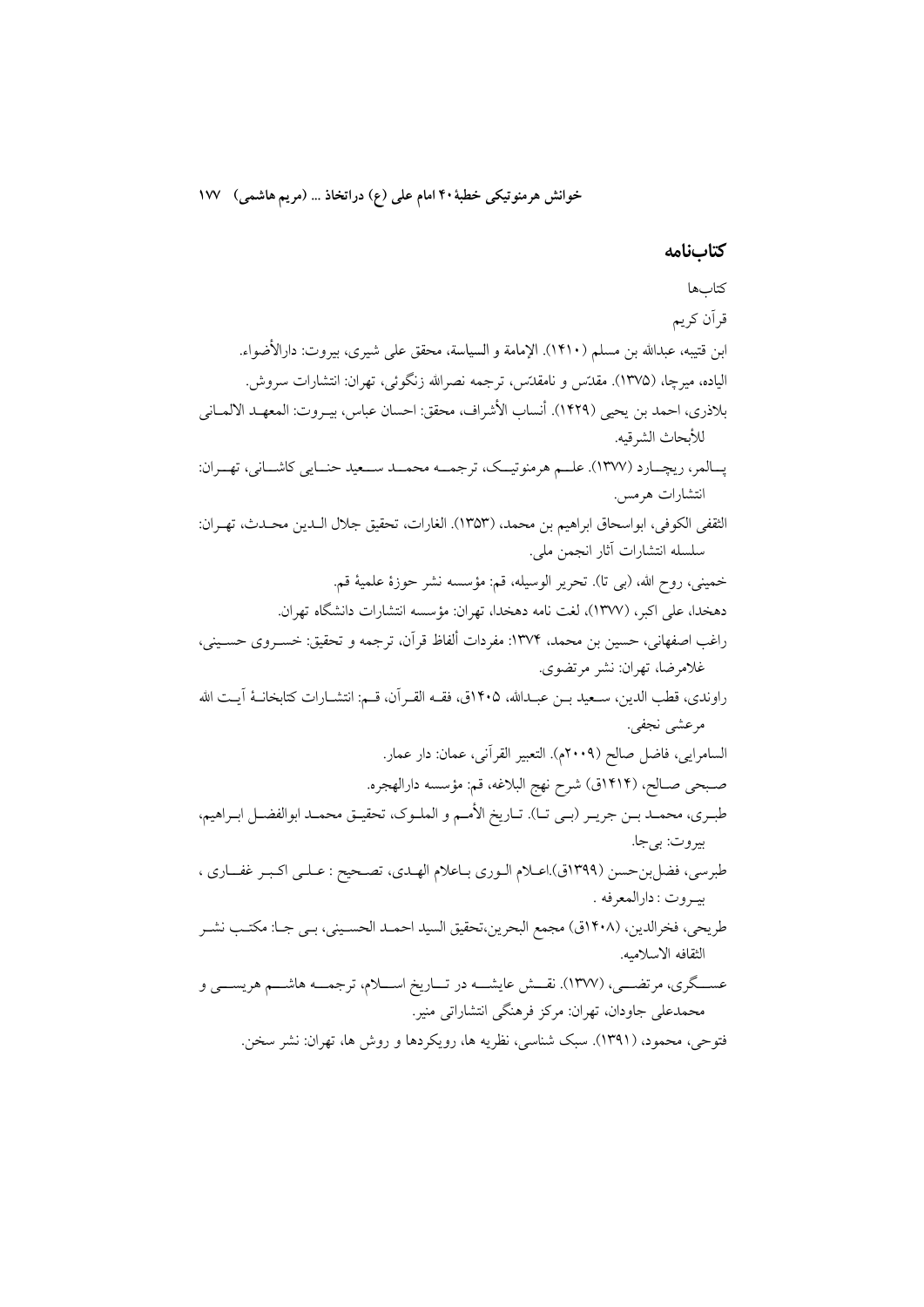## کتاب‌نامه

کتاب‌ها

قرآن کریم

ابن قتیبه، عبدالله بن مسلم (۱۴۱۰). الإمامة و السیاسة، محقق علی شیری، بیروت: دارالأضواء.

الیاده، میرچا، (۱۳۷۵). مقدّس و نامقدّس، ترجمه نصرالله زنگوئی، تهران: انتشارات سروش.

بلاذری، احمد بن یحیی (۱۴۲۹). أنساب الأشراف، محقق: احسان عباس، بیروت: المعهد الالمانی للأبحاث الشرقیه.

پالمر، ریچارد (۱۳۷۷). علم هرمنوتیک، ترجمه محمد سعید حنایی کاشانی، تهران: انتشارات هرمس.

الثقفی الکوفی، ابواسحاق ابراهیم بن محمد، (۱۳۵۳). الغارات، تحقیق جلال الدین محدث، تهران: سلسله انتشارات آثار انجمن ملی.

خمینی، روح الله، (بی تا). تحریر الوسیله، قم: مؤسسه نشر حوزهٔ علمیهٔ قم.

دهخدا، علی اکبر، (۱۳۷۷)، لغت نامه دهخدا، تهران: مؤسسه انتشارات دانشگاه تهران.

راغب اصفهانی، حسین بن محمد، ۱۳۷۴: مفردات ألفاظ قرآن، ترجمه و تحقیق: خسروی حسینی، غلامرضا، تهران: نشر مرتضوی.

راوندی، قطب الدین، سعید بن عبدالله، ۱۴۰۵ق، فقه القرآن، قم: انتشارات کتابخانهٔ آیت الله مرعشی نجفی.

السامرایی، فاضل صالح (۲۰۰۹م). التعبیر القرآنی، عمان: دار عمار.

صبحی صالح، (۱۴۱۴ق) شرح نهج البلاغه، قم: مؤسسه دارالهجره.

طبری، محمد بن جریر (بی تا). تاریخ الأمم و الملوک، تحقیق محمد ابوالفضل ابراهیم، بیروت: بی‌جا.

طبرسی، فضل‌بن‌حسن (۱۳۹۹ق).اعلام الوری باعلام الهدی، تصحیح : علی اکبر غفاری ، بیروت : دارالمعرفه .

طریحی، فخرالدین، (۱۴۰۸ق) مجمع البحرین،تحقیق السید احمد الحسینی، بی جا: مکتب نشر الثقافه الاسلامیه.

عسگری، مرتضی، (۱۳۷۷). نقش عایشه در تاریخ اسلام، ترجمه هاشم هریسی و محمدعلی جاودان، تهران: مرکز فرهنگی انتشاراتی منیر.

فتوحی، محمود، (۱۳۹۱). سبک شناسی، نظریه ها، رویکردها و روش ها، تهران: نشر سخن.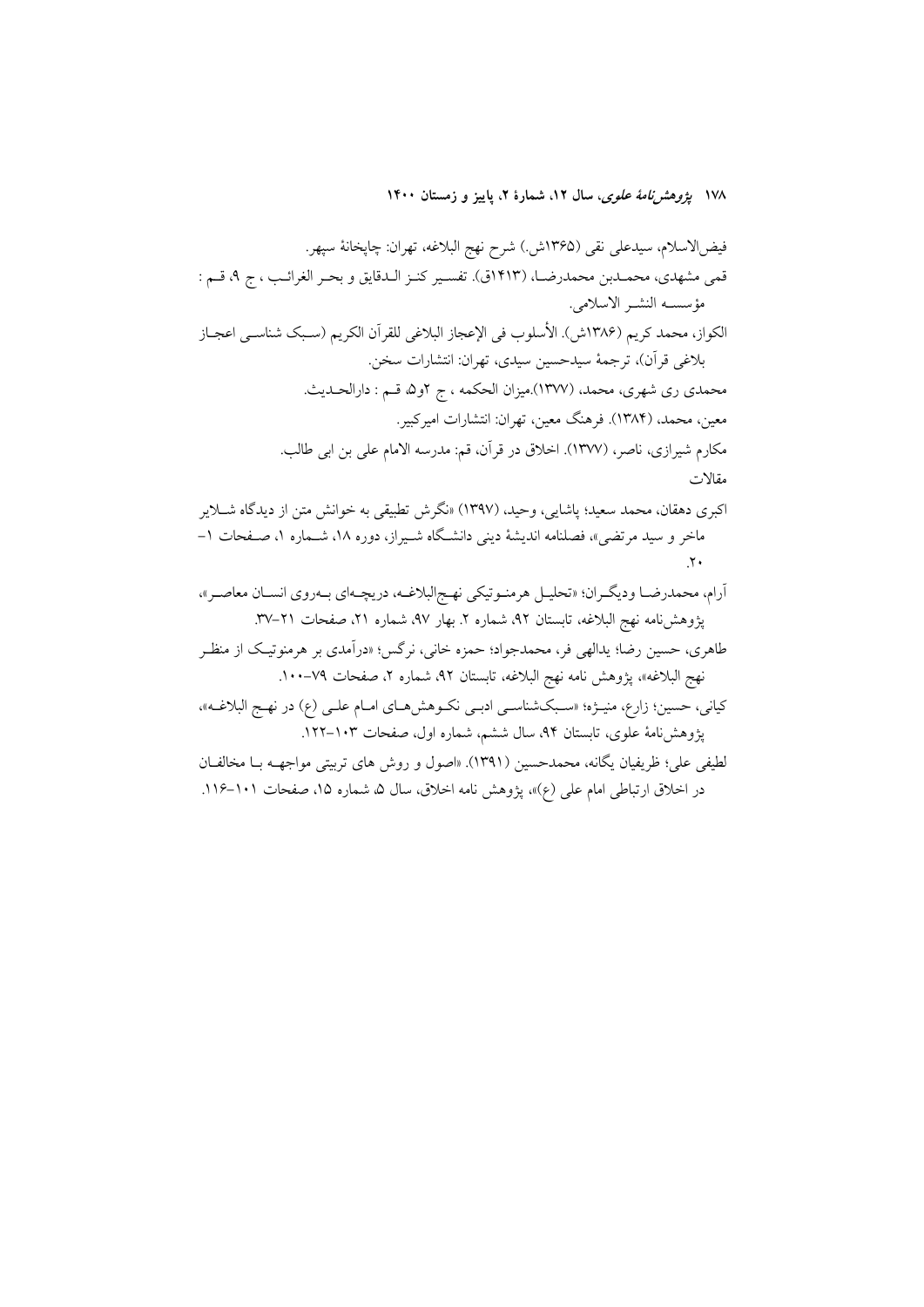فیض‌الاسلام، سیدعلی نقی (۱۳۶۵ش.) شرح نهج البلاغه، تهران: چاپخانهٔ سپهر.

قمی مشهدی، محمدبن محمدرضا، (۱۴۱۳ق). تفسیر کنز الدقایق و بحر الغرائب ، ج ۹، قم : مؤسسه النشر الاسلامی.

الکواز، محمد کریم (۱۳۸۶ش). الأسلوب فی الإعجاز البلاغی للقرآن الکریم (سبک شناسی اعجاز بلاغی قرآن)، ترجمهٔ سیدحسین سیدی، تهران: انتشارات سخن.

محمدی ری شهری، محمد، (۱۳۷۷).میزان الحکمه ، ج ۲و۵، قم : دارالحدیث.

معین، محمد، (۱۳۸۴). فرهنگ معین، تهران: انتشارات امیرکبیر.

مکارم شیرازی، ناصر، (۱۳۷۷). اخلاق در قرآن، قم: مدرسه الامام علی بن ابی طالب.

مقالات

اکبری دهقان، محمد سعید؛ پاشایی، وحید، (۱۳۹۷) «نگرش تطبیقی به خوانش متن از دیدگاه شلایر ماخر و سید مرتضی»، فصلنامه اندیشهٔ دینی دانشگاه شیراز، دوره ۱۸، شماره ۱، صفحات ۱– ۲۰.

آرام، محمدرضا ودیگران؛ «تحلیل هرمنوتیکی نهج‌البلاغه، دریچه‌ای به‌روی انسان معاصر»، پژوهش‌نامه نهج البلاغه، تابستان ۹۲، شماره ۲. بهار ۹۷، شماره ۲۱، صفحات ۲۱–۳۷.

طاهری، حسین رضا؛ یدالهی فر، محمدجواد؛ حمزه خانی، نرگس؛ «درآمدی بر هرمنوتیک از منظر نهج البلاغه»، پژوهش نامه نهج البلاغه، تابستان ۹۲، شماره ۲، صفحات ۷۹–۱۰۰.

کیانی، حسین؛ زارع، منیژه؛ «سبک‌شناسی ادبی نکوهش‌های امام علی (ع) در نهج البلاغه»، پژوهش‌نامهٔ علوی، تابستان ۹۴، سال ششم، شماره اول، صفحات ۱۰۳–۱۲۲.

لطیفی علی؛ ظریفیان یگانه، محمدحسین (۱۳۹۱). «اصول و روش های تربیتی مواجهه با مخالفان در اخلاق ارتباطی امام علی (ع)»، پژوهش نامه اخلاق، سال ۵، شماره ۱۵، صفحات ۱۰۱–۱۱۶.